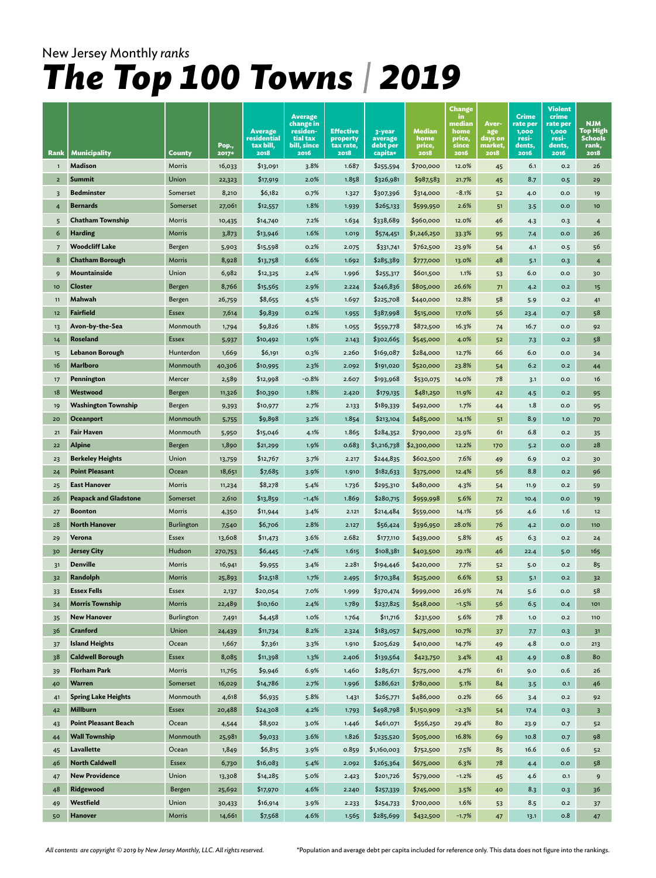New Jersey Monthly *ranks*

# *The Top 100 Towns | 2019*

| Rank | Municipality | County | Pop., 2017* | Average residential tax bill, 2018 | Average change in residential tax bill, since 2016 | Effective property tax rate, 2018 | 3-year average debt per capita* | Median home price, 2018 | Change in median home price, since 2016 | Average days on market, 2018 | Crime rate per 1,000 residents, 2016 | Violent crime rate per 1,000 residents, 2016 | NJM Top High Schools rank, 2018 |
|---|---|---|---|---|---|---|---|---|---|---|---|---|---|
| 1 | **Madison** | Morris | 16,033 | $13,091 | 3.8% | 1.687 | $255,594 | $700,000 | 12.0% | 45 | 6.1 | 0.2 | 26 |
| 2 | **Summit** | Union | 22,323 | $17,919 | 2.0% | 1.858 | $326,981 | $987,583 | 21.7% | 45 | 8.7 | 0.5 | 29 |
| 3 | **Bedminster** | Somerset | 8,210 | $6,182 | 0.7% | 1.327 | $307,396 | $314,000 | -8.1% | 52 | 4.0 | 0.0 | 19 |
| 4 | **Bernards** | Somerset | 27,061 | $12,557 | 1.8% | 1.939 | $265,133 | $599,950 | 2.6% | 51 | 3.5 | 0.0 | 10 |
| 5 | **Chatham Township** | Morris | 10,435 | $14,740 | 7.2% | 1.634 | $338,689 | $960,000 | 12.0% | 46 | 4.3 | 0.3 | 4 |
| 6 | **Harding** | Morris | 3,873 | $13,946 | 1.6% | 1.019 | $574,451 | $1,246,250 | 33.3% | 95 | 7.4 | 0.0 | 26 |
| 7 | **Woodcliff Lake** | Bergen | 5,903 | $15,598 | 0.2% | 2.075 | $331,741 | $762,500 | 23.9% | 54 | 4.1 | 0.5 | 56 |
| 8 | **Chatham Borough** | Morris | 8,928 | $13,758 | 6.6% | 1.692 | $285,389 | $777,000 | 13.0% | 48 | 5.1 | 0.3 | 4 |
| 9 | **Mountainside** | Union | 6,982 | $12,325 | 2.4% | 1.996 | $255,317 | $601,500 | 1.1% | 53 | 6.0 | 0.0 | 30 |
| 10 | **Closter** | Bergen | 8,766 | $15,565 | 2.9% | 2.224 | $246,836 | $805,000 | 26.6% | 71 | 4.2 | 0.2 | 15 |
| 11 | **Mahwah** | Bergen | 26,759 | $8,655 | 4.5% | 1.697 | $225,708 | $440,000 | 12.8% | 58 | 5.9 | 0.2 | 41 |
| 12 | **Fairfield** | Essex | 7,614 | $9,839 | 0.2% | 1.955 | $387,998 | $515,000 | 17.0% | 56 | 23.4 | 0.7 | 58 |
| 13 | **Avon-by-the-Sea** | Monmouth | 1,794 | $9,826 | 1.8% | 1.055 | $559,778 | $872,500 | 16.3% | 74 | 16.7 | 0.0 | 92 |
| 14 | **Roseland** | Essex | 5,937 | $10,492 | 1.9% | 2.143 | $302,665 | $545,000 | 4.0% | 52 | 7.3 | 0.2 | 58 |
| 15 | **Lebanon Borough** | Hunterdon | 1,669 | $6,191 | 0.3% | 2.260 | $169,087 | $284,000 | 12.7% | 66 | 6.0 | 0.0 | 34 |
| 16 | **Marlboro** | Monmouth | 40,306 | $10,995 | 2.3% | 2.092 | $191,020 | $520,000 | 23.8% | 54 | 6.2 | 0.2 | 44 |
| 17 | **Pennington** | Mercer | 2,589 | $12,998 | -0.8% | 2.607 | $193,968 | $530,075 | 14.0% | 78 | 3.1 | 0.0 | 16 |
| 18 | **Westwood** | Bergen | 11,326 | $10,390 | 1.8% | 2.420 | $179,135 | $481,250 | 11.9% | 42 | 4.5 | 0.2 | 95 |
| 19 | **Washington Township** | Bergen | 9,393 | $10,977 | 2.7% | 2.133 | $189,339 | $492,000 | 1.7% | 44 | 1.8 | 0.0 | 95 |
| 20 | **Oceanport** | Monmouth | 5,755 | $9,898 | 3.2% | 1.854 | $213,104 | $485,000 | 14.1% | 51 | 8.9 | 1.0 | 70 |
| 21 | **Fair Haven** | Monmouth | 5,950 | $15,046 | 4.1% | 1.865 | $284,352 | $790,000 | 23.9% | 61 | 6.8 | 0.2 | 35 |
| 22 | **Alpine** | Bergen | 1,890 | $21,299 | 1.9% | 0.683 | $1,216,738 | $2,300,000 | 12.2% | 170 | 5.2 | 0.0 | 28 |
| 23 | **Berkeley Heights** | Union | 13,759 | $12,767 | 3.7% | 2.217 | $244,835 | $602,500 | 7.6% | 49 | 6.9 | 0.2 | 30 |
| 24 | **Point Pleasant** | Ocean | 18,651 | $7,685 | 3.9% | 1.910 | $182,633 | $375,000 | 12.4% | 56 | 8.8 | 0.2 | 96 |
| 25 | **East Hanover** | Morris | 11,234 | $8,278 | 5.4% | 1.736 | $295,310 | $480,000 | 4.3% | 54 | 11.9 | 0.2 | 59 |
| 26 | **Peapack and Gladstone** | Somerset | 2,610 | $13,859 | -1.4% | 1.869 | $280,715 | $959,998 | 5.6% | 72 | 10.4 | 0.0 | 19 |
| 27 | **Boonton** | Morris | 4,350 | $11,944 | 3.4% | 2.121 | $214,484 | $559,000 | 14.1% | 56 | 4.6 | 1.6 | 12 |
| 28 | **North Hanover** | Burlington | 7,540 | $6,706 | 2.8% | 2.127 | $56,424 | $396,950 | 28.0% | 76 | 4.2 | 0.0 | 110 |
| 29 | **Verona** | Essex | 13,608 | $11,473 | 3.6% | 2.682 | $177,110 | $439,000 | 5.8% | 45 | 6.3 | 0.2 | 24 |
| 30 | **Jersey City** | Hudson | 270,753 | $6,445 | -7.4% | 1.615 | $108,381 | $403,500 | 29.1% | 46 | 22.4 | 5.0 | 165 |
| 31 | **Denville** | Morris | 16,941 | $9,955 | 3.4% | 2.281 | $194,446 | $420,000 | 7.7% | 52 | 5.0 | 0.2 | 85 |
| 32 | **Randolph** | Morris | 25,893 | $12,518 | 1.7% | 2.495 | $170,384 | $525,000 | 6.6% | 53 | 5.1 | 0.2 | 32 |
| 33 | **Essex Fells** | Essex | 2,137 | $20,054 | 7.0% | 1.999 | $370,474 | $999,000 | 26.9% | 74 | 5.6 | 0.0 | 58 |
| 34 | **Morris Township** | Morris | 22,489 | $10,160 | 2.4% | 1.789 | $237,825 | $548,000 | -1.5% | 56 | 6.5 | 0.4 | 101 |
| 35 | **New Hanover** | Burlington | 7,491 | $4,458 | 1.0% | 1.764 | $11,716 | $231,500 | 5.6% | 78 | 1.0 | 0.2 | 110 |
| 36 | **Cranford** | Union | 24,439 | $11,734 | 8.2% | 2.324 | $183,057 | $475,000 | 10.7% | 37 | 7.7 | 0.3 | 31 |
| 37 | **Island Heights** | Ocean | 1,667 | $7,361 | 3.3% | 1.910 | $205,629 | $410,000 | 14.7% | 49 | 4.8 | 0.0 | 213 |
| 38 | **Caldwell Borough** | Essex | 8,085 | $11,398 | 1.3% | 2.406 | $139,564 | $423,750 | 3.4% | 43 | 4.9 | 0.8 | 80 |
| 39 | **Florham Park** | Morris | 11,765 | $9,946 | 6.9% | 1.460 | $285,671 | $575,000 | 4.7% | 61 | 9.0 | 0.6 | 26 |
| 40 | **Warren** | Somerset | 16,029 | $14,786 | 2.7% | 1.996 | $286,621 | $780,000 | 5.1% | 84 | 3.5 | 0.1 | 46 |
| 41 | **Spring Lake Heights** | Monmouth | 4,618 | $6,935 | 5.8% | 1.431 | $265,771 | $486,000 | 0.2% | 66 | 3.4 | 0.2 | 92 |
| 42 | **Millburn** | Essex | 20,488 | $24,308 | 4.2% | 1.793 | $498,798 | $1,150,909 | -2.3% | 54 | 17.4 | 0.3 | 3 |
| 43 | **Point Pleasant Beach** | Ocean | 4,544 | $8,502 | 3.0% | 1.446 | $461,071 | $556,250 | 29.4% | 80 | 23.9 | 0.7 | 52 |
| 44 | **Wall Township** | Monmouth | 25,981 | $9,033 | 3.6% | 1.826 | $235,520 | $505,000 | 16.8% | 69 | 10.8 | 0.7 | 98 |
| 45 | **Lavallette** | Ocean | 1,849 | $6,815 | 3.9% | 0.859 | $1,160,003 | $752,500 | 7.5% | 85 | 16.6 | 0.6 | 52 |
| 46 | **North Caldwell** | Essex | 6,730 | $16,083 | 5.4% | 2.092 | $265,364 | $675,000 | 6.3% | 78 | 4.4 | 0.0 | 58 |
| 47 | **New Providence** | Union | 13,308 | $14,285 | 5.0% | 2.423 | $201,726 | $579,000 | -1.2% | 45 | 4.6 | 0.1 | 9 |
| 48 | **Ridgewood** | Bergen | 25,692 | $17,970 | 4.6% | 2.240 | $257,339 | $745,000 | 3.5% | 40 | 8.3 | 0.3 | 36 |
| 49 | **Westfield** | Union | 30,433 | $16,914 | 3.9% | 2.233 | $254,733 | $700,000 | 1.6% | 53 | 8.5 | 0.2 | 37 |
| 50 | **Hanover** | Morris | 14,661 | $7,568 | 4.6% | 1.565 | $285,699 | $432,500 | -1.7% | 47 | 13.1 | 0.8 | 47 |

*All contents are copyright © 2019 by New Jersey Monthly, LLC. All rights reserved.*

*Population and average debt per capita included for reference only. This data does not figure into the rankings.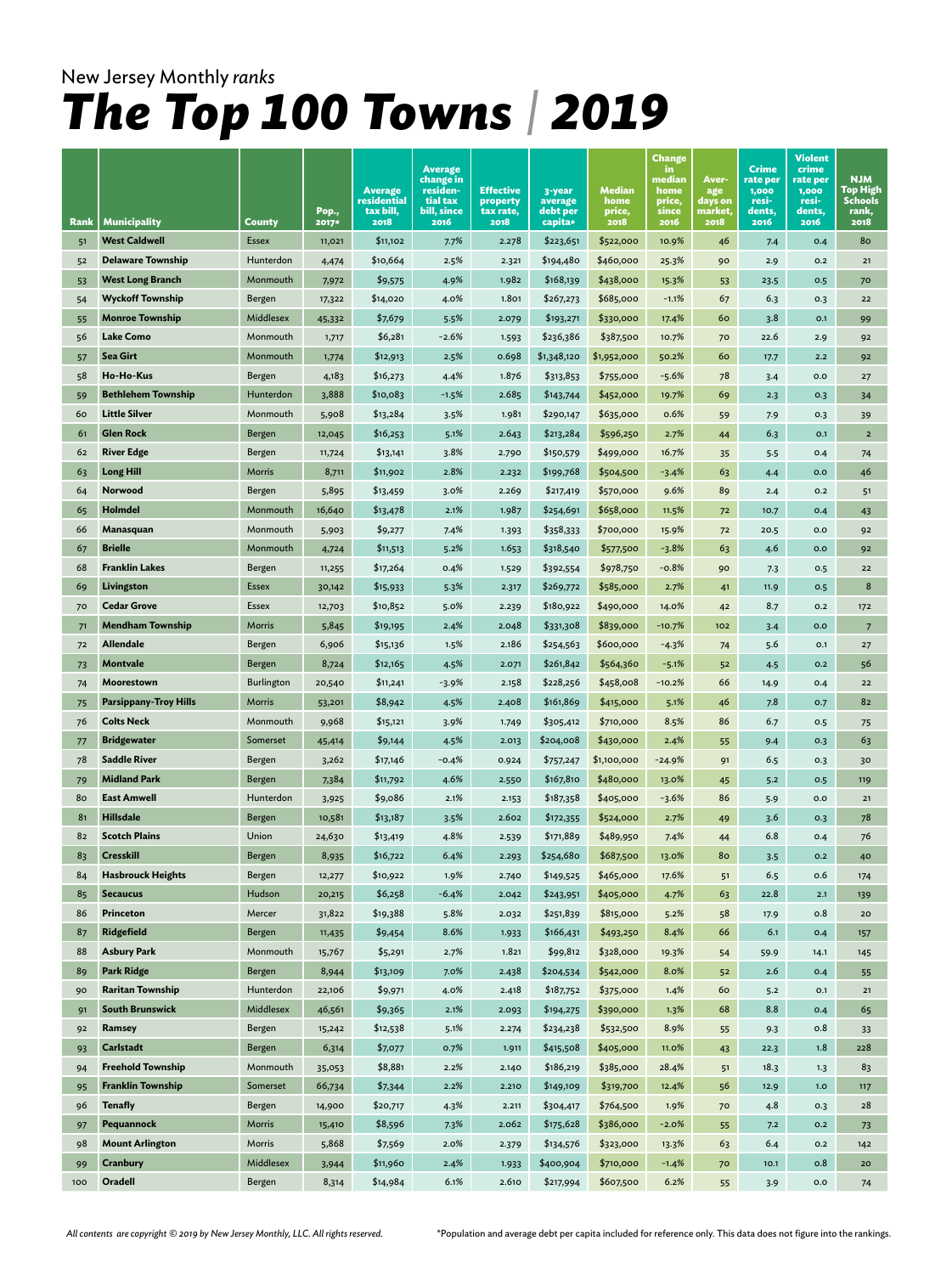New Jersey Monthly *ranks*

# *The Top 100 Towns* | *2019*

| Rank | Municipality | County | Pop., 2017* | Average residential tax bill, 2018 | Average change in residential tax bill, since 2016 | Effective property tax rate, 2018 | 3-year average debt per capita* | Median home price, 2018 | Change in median home price, since 2016 | Average days on market, 2018 | Crime rate per 1,000 residents, 2016 | Violent crime rate per 1,000 residents, 2016 | NJM Top High Schools rank, 2018 |
|---|---|---|---|---|---|---|---|---|---|---|---|---|---|
| 51 | **West Caldwell** | Essex | 11,021 | $11,102 | 7.7% | 2.278 | $223,651 | $522,000 | 10.9% | 46 | 7.4 | 0.4 | 80 |
| 52 | **Delaware Township** | Hunterdon | 4,474 | $10,664 | 2.5% | 2.321 | $194,480 | $460,000 | 25.3% | 90 | 2.9 | 0.2 | 21 |
| 53 | **West Long Branch** | Monmouth | 7,972 | $9,575 | 4.9% | 1.982 | $168,139 | $438,000 | 15.3% | 53 | 23.5 | 0.5 | 70 |
| 54 | **Wyckoff Township** | Bergen | 17,322 | $14,020 | 4.0% | 1.801 | $267,273 | $685,000 | -1.1% | 67 | 6.3 | 0.3 | 22 |
| 55 | **Monroe Township** | Middlesex | 45,332 | $7,679 | 5.5% | 2.079 | $193,271 | $330,000 | 17.4% | 60 | 3.8 | 0.1 | 99 |
| 56 | **Lake Como** | Monmouth | 1,717 | $6,281 | -2.6% | 1.593 | $236,386 | $387,500 | 10.7% | 70 | 22.6 | 2.9 | 92 |
| 57 | **Sea Girt** | Monmouth | 1,774 | $12,913 | 2.5% | 0.698 | $1,348,120 | $1,952,000 | 50.2% | 60 | 17.7 | 2.2 | 92 |
| 58 | **Ho-Ho-Kus** | Bergen | 4,183 | $16,273 | 4.4% | 1.876 | $313,853 | $755,000 | -5.6% | 78 | 3.4 | 0.0 | 27 |
| 59 | **Bethlehem Township** | Hunterdon | 3,888 | $10,083 | -1.5% | 2.685 | $143,744 | $452,000 | 19.7% | 69 | 2.3 | 0.3 | 34 |
| 60 | **Little Silver** | Monmouth | 5,908 | $13,284 | 3.5% | 1.981 | $290,147 | $635,000 | 0.6% | 59 | 7.9 | 0.3 | 39 |
| 61 | **Glen Rock** | Bergen | 12,045 | $16,253 | 5.1% | 2.643 | $213,284 | $596,250 | 2.7% | 44 | 6.3 | 0.1 | 2 |
| 62 | **River Edge** | Bergen | 11,724 | $13,141 | 3.8% | 2.790 | $150,579 | $499,000 | 16.7% | 35 | 5.5 | 0.4 | 74 |
| 63 | **Long Hill** | Morris | 8,711 | $11,902 | 2.8% | 2.232 | $199,768 | $504,500 | -3.4% | 63 | 4.4 | 0.0 | 46 |
| 64 | **Norwood** | Bergen | 5,895 | $13,459 | 3.0% | 2.269 | $217,419 | $570,000 | 9.6% | 89 | 2.4 | 0.2 | 51 |
| 65 | **Holmdel** | Monmouth | 16,640 | $13,478 | 2.1% | 1.987 | $254,691 | $658,000 | 11.5% | 72 | 10.7 | 0.4 | 43 |
| 66 | **Manasquan** | Monmouth | 5,903 | $9,277 | 7.4% | 1.393 | $358,333 | $700,000 | 15.9% | 72 | 20.5 | 0.0 | 92 |
| 67 | **Brielle** | Monmouth | 4,724 | $11,513 | 5.2% | 1.653 | $318,540 | $577,500 | -3.8% | 63 | 4.6 | 0.0 | 92 |
| 68 | **Franklin Lakes** | Bergen | 11,255 | $17,264 | 0.4% | 1.529 | $392,554 | $978,750 | -0.8% | 90 | 7.3 | 0.5 | 22 |
| 69 | **Livingston** | Essex | 30,142 | $15,933 | 5.3% | 2.317 | $269,772 | $585,000 | 2.7% | 41 | 11.9 | 0.5 | 8 |
| 70 | **Cedar Grove** | Essex | 12,703 | $10,852 | 5.0% | 2.239 | $180,922 | $490,000 | 14.0% | 42 | 8.7 | 0.2 | 172 |
| 71 | **Mendham Township** | Morris | 5,845 | $19,195 | 2.4% | 2.048 | $331,308 | $839,000 | -10.7% | 102 | 3.4 | 0.0 | 7 |
| 72 | **Allendale** | Bergen | 6,906 | $15,136 | 1.5% | 2.186 | $254,563 | $600,000 | -4.3% | 74 | 5.6 | 0.1 | 27 |
| 73 | **Montvale** | Bergen | 8,724 | $12,165 | 4.5% | 2.071 | $261,842 | $564,360 | -5.1% | 52 | 4.5 | 0.2 | 56 |
| 74 | **Moorestown** | Burlington | 20,540 | $11,241 | -3.9% | 2.158 | $228,256 | $458,008 | -10.2% | 66 | 14.9 | 0.4 | 22 |
| 75 | **Parsippany-Troy Hills** | Morris | 53,201 | $8,942 | 4.5% | 2.408 | $161,869 | $415,000 | 5.1% | 46 | 7.8 | 0.7 | 82 |
| 76 | **Colts Neck** | Monmouth | 9,968 | $15,121 | 3.9% | 1.749 | $305,412 | $710,000 | 8.5% | 86 | 6.7 | 0.5 | 75 |
| 77 | **Bridgewater** | Somerset | 45,414 | $9,144 | 4.5% | 2.013 | $204,008 | $430,000 | 2.4% | 55 | 9.4 | 0.3 | 63 |
| 78 | **Saddle River** | Bergen | 3,262 | $17,146 | -0.4% | 0.924 | $757,247 | $1,100,000 | -24.9% | 91 | 6.5 | 0.3 | 30 |
| 79 | **Midland Park** | Bergen | 7,384 | $11,792 | 4.6% | 2.550 | $167,810 | $480,000 | 13.0% | 45 | 5.2 | 0.5 | 119 |
| 80 | **East Amwell** | Hunterdon | 3,925 | $9,086 | 2.1% | 2.153 | $187,358 | $405,000 | -3.6% | 86 | 5.9 | 0.0 | 21 |
| 81 | **Hillsdale** | Bergen | 10,581 | $13,187 | 3.5% | 2.602 | $172,355 | $524,000 | 2.7% | 49 | 3.6 | 0.3 | 78 |
| 82 | **Scotch Plains** | Union | 24,630 | $13,419 | 4.8% | 2.539 | $171,889 | $489,950 | 7.4% | 44 | 6.8 | 0.4 | 76 |
| 83 | **Cresskill** | Bergen | 8,935 | $16,722 | 6.4% | 2.293 | $254,680 | $687,500 | 13.0% | 80 | 3.5 | 0.2 | 40 |
| 84 | **Hasbrouck Heights** | Bergen | 12,277 | $10,922 | 1.9% | 2.740 | $149,525 | $465,000 | 17.6% | 51 | 6.5 | 0.6 | 174 |
| 85 | **Secaucus** | Hudson | 20,215 | $6,258 | -6.4% | 2.042 | $243,951 | $405,000 | 4.7% | 63 | 22.8 | 2.1 | 139 |
| 86 | **Princeton** | Mercer | 31,822 | $19,388 | 5.8% | 2.032 | $251,839 | $815,000 | 5.2% | 58 | 17.9 | 0.8 | 20 |
| 87 | **Ridgefield** | Bergen | 11,435 | $9,454 | 8.6% | 1.933 | $166,431 | $493,250 | 8.4% | 66 | 6.1 | 0.4 | 157 |
| 88 | **Asbury Park** | Monmouth | 15,767 | $5,291 | 2.7% | 1.821 | $99,812 | $328,000 | 19.3% | 54 | 59.9 | 14.1 | 145 |
| 89 | **Park Ridge** | Bergen | 8,944 | $13,109 | 7.0% | 2.438 | $204,534 | $542,000 | 8.0% | 52 | 2.6 | 0.4 | 55 |
| 90 | **Raritan Township** | Hunterdon | 22,106 | $9,971 | 4.0% | 2.418 | $187,752 | $375,000 | 1.4% | 60 | 5.2 | 0.1 | 21 |
| 91 | **South Brunswick** | Middlesex | 46,561 | $9,365 | 2.1% | 2.093 | $194,275 | $390,000 | 1.3% | 68 | 8.8 | 0.4 | 65 |
| 92 | **Ramsey** | Bergen | 15,242 | $12,538 | 5.1% | 2.274 | $234,238 | $532,500 | 8.9% | 55 | 9.3 | 0.8 | 33 |
| 93 | **Carlstadt** | Bergen | 6,314 | $7,077 | 0.7% | 1.911 | $415,508 | $405,000 | 11.0% | 43 | 22.3 | 1.8 | 228 |
| 94 | **Freehold Township** | Monmouth | 35,053 | $8,881 | 2.2% | 2.140 | $186,219 | $385,000 | 28.4% | 51 | 18.3 | 1.3 | 83 |
| 95 | **Franklin Township** | Somerset | 66,734 | $7,344 | 2.2% | 2.210 | $149,109 | $319,700 | 12.4% | 56 | 12.9 | 1.0 | 117 |
| 96 | **Tenafly** | Bergen | 14,900 | $20,717 | 4.3% | 2.211 | $304,417 | $764,500 | 1.9% | 70 | 4.8 | 0.3 | 28 |
| 97 | **Pequannock** | Morris | 15,410 | $8,596 | 7.3% | 2.062 | $175,628 | $386,000 | -2.0% | 55 | 7.2 | 0.2 | 73 |
| 98 | **Mount Arlington** | Morris | 5,868 | $7,569 | 2.0% | 2.379 | $134,576 | $323,000 | 13.3% | 63 | 6.4 | 0.2 | 142 |
| 99 | **Cranbury** | Middlesex | 3,944 | $11,960 | 2.4% | 1.933 | $400,904 | $710,000 | -1.4% | 70 | 10.1 | 0.8 | 20 |
| 100 | **Oradell** | Bergen | 8,314 | $14,984 | 6.1% | 2.610 | $217,994 | $607,500 | 6.2% | 55 | 3.9 | 0.0 | 74 |

*All contents are copyright © 2019 by New Jersey Monthly, LLC. All rights reserved.*

*Population and average debt per capita included for reference only. This data does not figure into the rankings.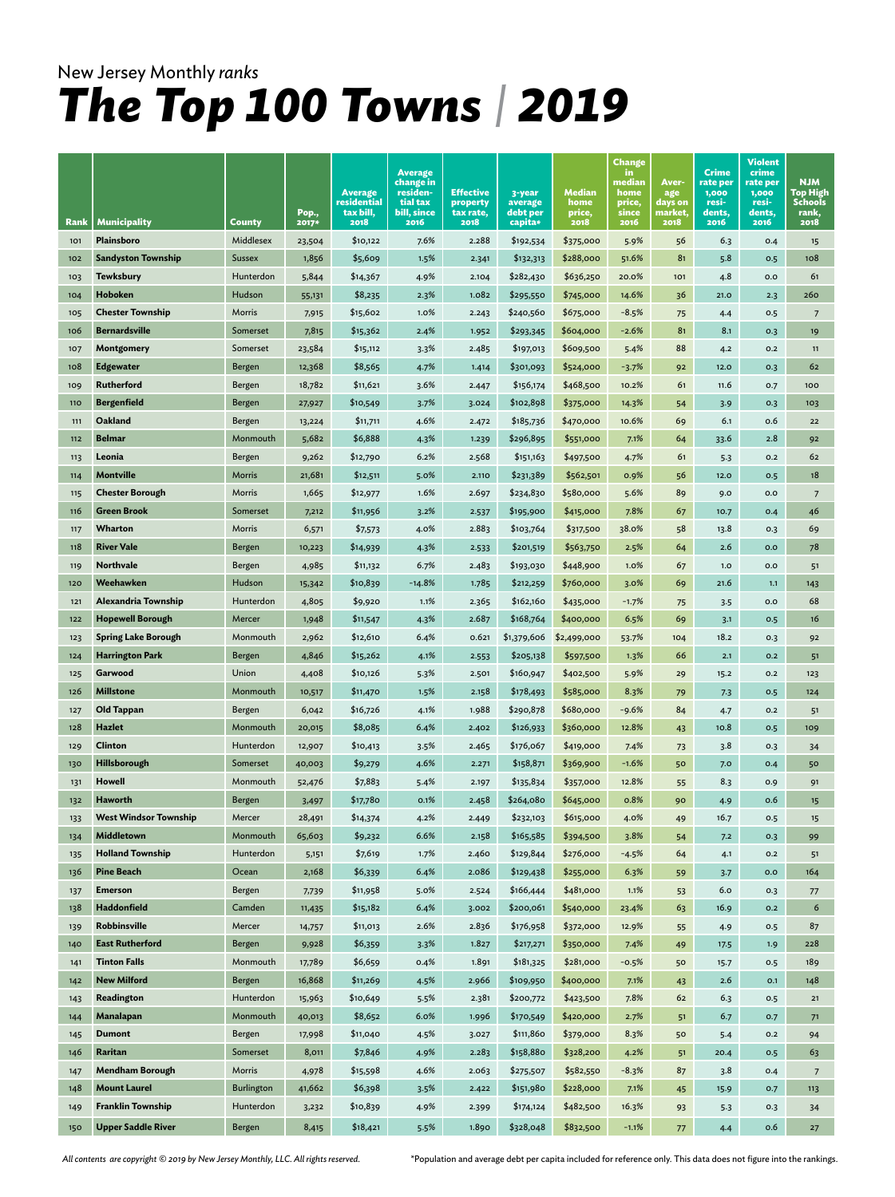New Jersey Monthly *ranks*

# The Top 100 Towns | 2019

| Rank | Municipality | County | Pop., 2017* | Average residential tax bill, 2018 | Average change in residential tax bill, since 2016 | Effective property tax rate, 2018 | 3-year average debt per capita* | Median home price, 2018 | Change in median home price, since 2016 | Average days on market, 2018 | Crime rate per 1,000 residents, 2016 | Violent crime rate per 1,000 residents, 2016 | NJM Top High Schools rank, 2018 |
|---|---|---|---|---|---|---|---|---|---|---|---|---|---|
| 101 | **Plainsboro** | Middlesex | 23,504 | $10,122 | 7.6% | 2.288 | $192,534 | $375,000 | 5.9% | 56 | 6.3 | 0.4 | 15 |
| 102 | **Sandyston Township** | Sussex | 1,856 | $5,609 | 1.5% | 2.341 | $132,313 | $288,000 | 51.6% | 81 | 5.8 | 0.5 | 108 |
| 103 | **Tewksbury** | Hunterdon | 5,844 | $14,367 | 4.9% | 2.104 | $282,430 | $636,250 | 20.0% | 101 | 4.8 | 0.0 | 61 |
| 104 | **Hoboken** | Hudson | 55,131 | $8,235 | 2.3% | 1.082 | $295,550 | $745,000 | 14.6% | 36 | 21.0 | 2.3 | 260 |
| 105 | **Chester Township** | Morris | 7,915 | $15,602 | 1.0% | 2.243 | $240,560 | $675,000 | -8.5% | 75 | 4.4 | 0.5 | 7 |
| 106 | **Bernardsville** | Somerset | 7,815 | $15,362 | 2.4% | 1.952 | $293,345 | $604,000 | -2.6% | 81 | 8.1 | 0.3 | 19 |
| 107 | **Montgomery** | Somerset | 23,584 | $15,112 | 3.3% | 2.485 | $197,013 | $609,500 | 5.4% | 88 | 4.2 | 0.2 | 11 |
| 108 | **Edgewater** | Bergen | 12,368 | $8,565 | 4.7% | 1.414 | $301,093 | $524,000 | -3.7% | 92 | 12.0 | 0.3 | 62 |
| 109 | **Rutherford** | Bergen | 18,782 | $11,621 | 3.6% | 2.447 | $156,174 | $468,500 | 10.2% | 61 | 11.6 | 0.7 | 100 |
| 110 | **Bergenfield** | Bergen | 27,927 | $10,549 | 3.7% | 3.024 | $102,898 | $375,000 | 14.3% | 54 | 3.9 | 0.3 | 103 |
| 111 | **Oakland** | Bergen | 13,224 | $11,711 | 4.6% | 2.472 | $185,736 | $470,000 | 10.6% | 69 | 6.1 | 0.6 | 22 |
| 112 | **Belmar** | Monmouth | 5,682 | $6,888 | 4.3% | 1.239 | $296,895 | $551,000 | 7.1% | 64 | 33.6 | 2.8 | 92 |
| 113 | **Leonia** | Bergen | 9,262 | $12,790 | 6.2% | 2.568 | $151,163 | $497,500 | 4.7% | 61 | 5.3 | 0.2 | 62 |
| 114 | **Montville** | Morris | 21,681 | $12,511 | 5.0% | 2.110 | $231,389 | $562,501 | 0.9% | 56 | 12.0 | 0.5 | 18 |
| 115 | **Chester Borough** | Morris | 1,665 | $12,977 | 1.6% | 2.697 | $234,830 | $580,000 | 5.6% | 89 | 9.0 | 0.0 | 7 |
| 116 | **Green Brook** | Somerset | 7,212 | $11,956 | 3.2% | 2.537 | $195,900 | $415,000 | 7.8% | 67 | 10.7 | 0.4 | 46 |
| 117 | **Wharton** | Morris | 6,571 | $7,573 | 4.0% | 2.883 | $103,764 | $317,500 | 38.0% | 58 | 13.8 | 0.3 | 69 |
| 118 | **River Vale** | Bergen | 10,223 | $14,939 | 4.3% | 2.533 | $201,519 | $563,750 | 2.5% | 64 | 2.6 | 0.0 | 78 |
| 119 | **Northvale** | Bergen | 4,985 | $11,132 | 6.7% | 2.483 | $193,030 | $448,900 | 1.0% | 67 | 1.0 | 0.0 | 51 |
| 120 | **Weehawken** | Hudson | 15,342 | $10,839 | -14.8% | 1.785 | $212,259 | $760,000 | 3.0% | 69 | 21.6 | 1.1 | 143 |
| 121 | **Alexandria Township** | Hunterdon | 4,805 | $9,920 | 1.1% | 2.365 | $162,160 | $435,000 | -1.7% | 75 | 3.5 | 0.0 | 68 |
| 122 | **Hopewell Borough** | Mercer | 1,948 | $11,547 | 4.3% | 2.687 | $168,764 | $400,000 | 6.5% | 69 | 3.1 | 0.5 | 16 |
| 123 | **Spring Lake Borough** | Monmouth | 2,962 | $12,610 | 6.4% | 0.621 | $1,379,606 | $2,499,000 | 53.7% | 104 | 18.2 | 0.3 | 92 |
| 124 | **Harrington Park** | Bergen | 4,846 | $15,262 | 4.1% | 2.553 | $205,138 | $597,500 | 1.3% | 66 | 2.1 | 0.2 | 51 |
| 125 | **Garwood** | Union | 4,408 | $10,126 | 5.3% | 2.501 | $160,947 | $402,500 | 5.9% | 29 | 15.2 | 0.2 | 123 |
| 126 | **Millstone** | Monmouth | 10,517 | $11,470 | 1.5% | 2.158 | $178,493 | $585,000 | 8.3% | 79 | 7.3 | 0.5 | 124 |
| 127 | **Old Tappan** | Bergen | 6,042 | $16,726 | 4.1% | 1.988 | $290,878 | $680,000 | -9.6% | 84 | 4.7 | 0.2 | 51 |
| 128 | **Hazlet** | Monmouth | 20,015 | $8,085 | 6.4% | 2.402 | $126,933 | $360,000 | 12.8% | 43 | 10.8 | 0.5 | 109 |
| 129 | **Clinton** | Hunterdon | 12,907 | $10,413 | 3.5% | 2.465 | $176,067 | $419,000 | 7.4% | 73 | 3.8 | 0.3 | 34 |
| 130 | **Hillsborough** | Somerset | 40,003 | $9,279 | 4.6% | 2.271 | $158,871 | $369,900 | -1.6% | 50 | 7.0 | 0.4 | 50 |
| 131 | **Howell** | Monmouth | 52,476 | $7,883 | 5.4% | 2.197 | $135,834 | $357,000 | 12.8% | 55 | 8.3 | 0.9 | 91 |
| 132 | **Haworth** | Bergen | 3,497 | $17,780 | 0.1% | 2.458 | $264,080 | $645,000 | 0.8% | 90 | 4.9 | 0.6 | 15 |
| 133 | **West Windsor Township** | Mercer | 28,491 | $14,374 | 4.2% | 2.449 | $232,103 | $615,000 | 4.0% | 49 | 16.7 | 0.5 | 15 |
| 134 | **Middletown** | Monmouth | 65,603 | $9,232 | 6.6% | 2.158 | $165,585 | $394,500 | 3.8% | 54 | 7.2 | 0.3 | 99 |
| 135 | **Holland Township** | Hunterdon | 5,151 | $7,619 | 1.7% | 2.460 | $129,844 | $276,000 | -4.5% | 64 | 4.1 | 0.2 | 51 |
| 136 | **Pine Beach** | Ocean | 2,168 | $6,339 | 6.4% | 2.086 | $129,438 | $255,000 | 6.3% | 59 | 3.7 | 0.0 | 164 |
| 137 | **Emerson** | Bergen | 7,739 | $11,958 | 5.0% | 2.524 | $166,444 | $481,000 | 1.1% | 53 | 6.0 | 0.3 | 77 |
| 138 | **Haddonfield** | Camden | 11,435 | $15,182 | 6.4% | 3.002 | $200,061 | $540,000 | 23.4% | 63 | 16.9 | 0.2 | 6 |
| 139 | **Robbinsville** | Mercer | 14,757 | $11,013 | 2.6% | 2.836 | $176,958 | $372,000 | 12.9% | 55 | 4.9 | 0.5 | 87 |
| 140 | **East Rutherford** | Bergen | 9,928 | $6,359 | 3.3% | 1.827 | $217,271 | $350,000 | 7.4% | 49 | 17.5 | 1.9 | 228 |
| 141 | **Tinton Falls** | Monmouth | 17,789 | $6,659 | 0.4% | 1.891 | $181,325 | $281,000 | -0.5% | 50 | 15.7 | 0.5 | 189 |
| 142 | **New Milford** | Bergen | 16,868 | $11,269 | 4.5% | 2.966 | $109,950 | $400,000 | 7.1% | 43 | 2.6 | 0.1 | 148 |
| 143 | **Readington** | Hunterdon | 15,963 | $10,649 | 5.5% | 2.381 | $200,772 | $423,500 | 7.8% | 62 | 6.3 | 0.5 | 21 |
| 144 | **Manalapan** | Monmouth | 40,013 | $8,652 | 6.0% | 1.996 | $170,549 | $420,000 | 2.7% | 51 | 6.7 | 0.7 | 71 |
| 145 | **Dumont** | Bergen | 17,998 | $11,040 | 4.5% | 3.027 | $111,860 | $379,000 | 8.3% | 50 | 5.4 | 0.2 | 94 |
| 146 | **Raritan** | Somerset | 8,011 | $7,846 | 4.9% | 2.283 | $158,880 | $328,200 | 4.2% | 51 | 20.4 | 0.5 | 63 |
| 147 | **Mendham Borough** | Morris | 4,978 | $15,598 | 4.6% | 2.063 | $275,507 | $582,550 | -8.3% | 87 | 3.8 | 0.4 | 7 |
| 148 | **Mount Laurel** | Burlington | 41,662 | $6,398 | 3.5% | 2.422 | $151,980 | $228,000 | 7.1% | 45 | 15.9 | 0.7 | 113 |
| 149 | **Franklin Township** | Hunterdon | 3,232 | $10,839 | 4.9% | 2.399 | $174,124 | $482,500 | 16.3% | 93 | 5.3 | 0.3 | 34 |
| 150 | **Upper Saddle River** | Bergen | 8,415 | $18,421 | 5.5% | 1.890 | $328,048 | $832,500 | -1.1% | 77 | 4.4 | 0.6 | 27 |

*All contents are copyright © 2019 by New Jersey Monthly, LLC. All rights reserved.*

*Population and average debt per capita included for reference only. This data does not figure into the rankings.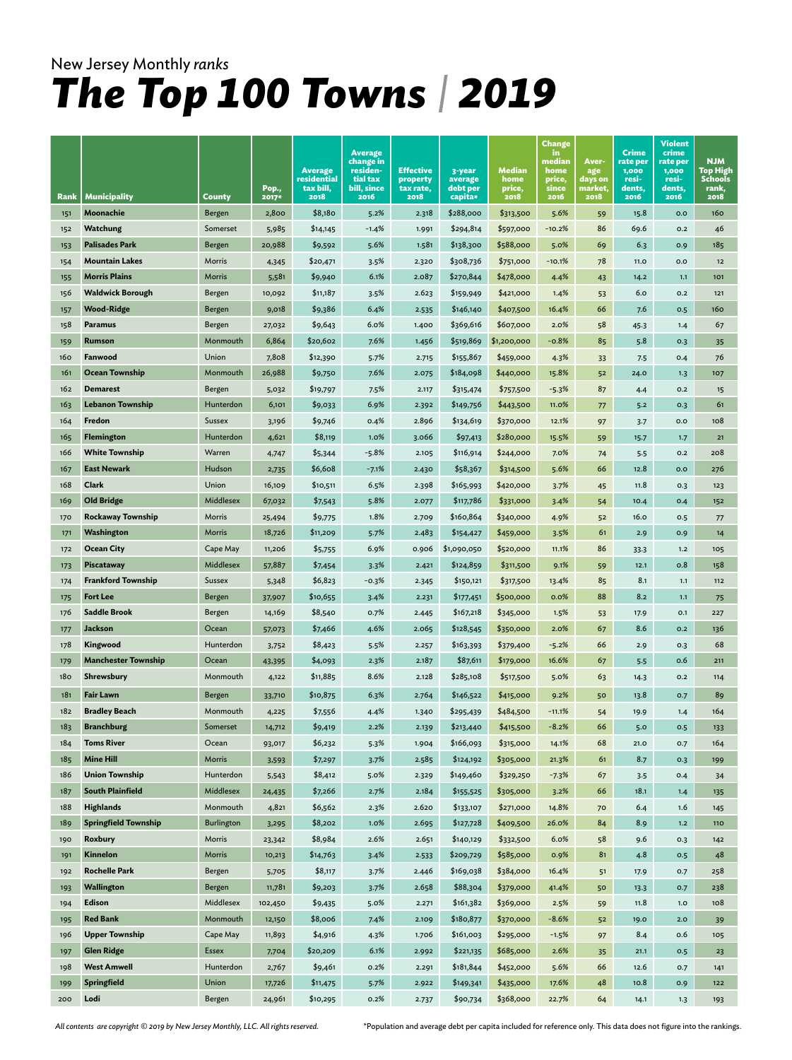New Jersey Monthly *ranks*

# *The Top 100 Towns | 2019*

| Rank | Municipality | County | Pop., 2017* | Average residential tax bill, 2018 | Average change in residential tax bill, since 2016 | Effective property tax rate, 2018 | 3-year average debt per capita* | Median home price, 2018 | Change in median home price, since 2016 | Average days on market, 2018 | Crime rate per 1,000 residents, 2016 | Violent crime rate per 1,000 residents, 2016 | NJM Top High Schools rank, 2018 |
|---|---|---|---|---|---|---|---|---|---|---|---|---|---|
| 151 | **Moonachie** | Bergen | 2,800 | $8,180 | 5.2% | 2.318 | $288,000 | $313,500 | 5.6% | 59 | 15.8 | 0.0 | 160 |
| 152 | **Watchung** | Somerset | 5,985 | $14,145 | -1.4% | 1.991 | $294,814 | $597,000 | -10.2% | 86 | 69.6 | 0.2 | 46 |
| 153 | **Palisades Park** | Bergen | 20,988 | $9,592 | 5.6% | 1.581 | $138,300 | $588,000 | 5.0% | 69 | 6.3 | 0.9 | 185 |
| 154 | **Mountain Lakes** | Morris | 4,345 | $20,471 | 3.5% | 2.320 | $308,736 | $751,000 | -10.1% | 78 | 11.0 | 0.0 | 12 |
| 155 | **Morris Plains** | Morris | 5,581 | $9,940 | 6.1% | 2.087 | $270,844 | $478,000 | 4.4% | 43 | 14.2 | 1.1 | 101 |
| 156 | **Waldwick Borough** | Bergen | 10,092 | $11,187 | 3.5% | 2.623 | $159,949 | $421,000 | 1.4% | 53 | 6.0 | 0.2 | 121 |
| 157 | **Wood-Ridge** | Bergen | 9,018 | $9,386 | 6.4% | 2.535 | $146,140 | $407,500 | 16.4% | 66 | 7.6 | 0.5 | 160 |
| 158 | **Paramus** | Bergen | 27,032 | $9,643 | 6.0% | 1.400 | $369,616 | $607,000 | 2.0% | 58 | 45.3 | 1.4 | 67 |
| 159 | **Rumson** | Monmouth | 6,864 | $20,602 | 7.6% | 1.456 | $519,869 | $1,200,000 | -0.8% | 85 | 5.8 | 0.3 | 35 |
| 160 | **Fanwood** | Union | 7,808 | $12,390 | 5.7% | 2.715 | $155,867 | $459,000 | 4.3% | 33 | 7.5 | 0.4 | 76 |
| 161 | **Ocean Township** | Monmouth | 26,988 | $9,750 | 7.6% | 2.075 | $184,098 | $440,000 | 15.8% | 52 | 24.0 | 1.3 | 107 |
| 162 | **Demarest** | Bergen | 5,032 | $19,797 | 7.5% | 2.117 | $315,474 | $757,500 | -5.3% | 87 | 4.4 | 0.2 | 15 |
| 163 | **Lebanon Township** | Hunterdon | 6,101 | $9,033 | 6.9% | 2.392 | $149,756 | $443,500 | 11.0% | 77 | 5.2 | 0.3 | 61 |
| 164 | **Fredon** | Sussex | 3,196 | $9,746 | 0.4% | 2.896 | $134,619 | $370,000 | 12.1% | 97 | 3.7 | 0.0 | 108 |
| 165 | **Flemington** | Hunterdon | 4,621 | $8,119 | 1.0% | 3.066 | $97,413 | $280,000 | 15.5% | 59 | 15.7 | 1.7 | 21 |
| 166 | **White Township** | Warren | 4,747 | $5,344 | -5.8% | 2.105 | $116,914 | $244,000 | 7.0% | 74 | 5.5 | 0.2 | 208 |
| 167 | **East Newark** | Hudson | 2,735 | $6,608 | -7.1% | 2.430 | $58,367 | $314,500 | 5.6% | 66 | 12.8 | 0.0 | 276 |
| 168 | **Clark** | Union | 16,109 | $10,511 | 6.5% | 2.398 | $165,993 | $420,000 | 3.7% | 45 | 11.8 | 0.3 | 123 |
| 169 | **Old Bridge** | Middlesex | 67,032 | $7,543 | 5.8% | 2.077 | $117,786 | $331,000 | 3.4% | 54 | 10.4 | 0.4 | 152 |
| 170 | **Rockaway Township** | Morris | 25,494 | $9,775 | 1.8% | 2.709 | $160,864 | $340,000 | 4.9% | 52 | 16.0 | 0.5 | 77 |
| 171 | **Washington** | Morris | 18,726 | $11,209 | 5.7% | 2.483 | $154,427 | $459,000 | 3.5% | 61 | 2.9 | 0.9 | 14 |
| 172 | **Ocean City** | Cape May | 11,206 | $5,755 | 6.9% | 0.906 | $1,090,050 | $520,000 | 11.1% | 86 | 33.3 | 1.2 | 105 |
| 173 | **Piscataway** | Middlesex | 57,887 | $7,454 | 3.3% | 2.421 | $124,859 | $311,500 | 9.1% | 59 | 12.1 | 0.8 | 158 |
| 174 | **Frankford Township** | Sussex | 5,348 | $6,823 | -0.3% | 2.345 | $150,121 | $317,500 | 13.4% | 85 | 8.1 | 1.1 | 112 |
| 175 | **Fort Lee** | Bergen | 37,907 | $10,655 | 3.4% | 2.231 | $177,451 | $500,000 | 0.0% | 88 | 8.2 | 1.1 | 75 |
| 176 | **Saddle Brook** | Bergen | 14,169 | $8,540 | 0.7% | 2.445 | $167,218 | $345,000 | 1.5% | 53 | 17.9 | 0.1 | 227 |
| 177 | **Jackson** | Ocean | 57,073 | $7,466 | 4.6% | 2.065 | $128,545 | $350,000 | 2.0% | 67 | 8.6 | 0.2 | 136 |
| 178 | **Kingwood** | Hunterdon | 3,752 | $8,423 | 5.5% | 2.257 | $163,393 | $379,400 | -5.2% | 66 | 2.9 | 0.3 | 68 |
| 179 | **Manchester Township** | Ocean | 43,395 | $4,093 | 2.3% | 2.187 | $87,611 | $179,000 | 16.6% | 67 | 5.5 | 0.6 | 211 |
| 180 | **Shrewsbury** | Monmouth | 4,122 | $11,885 | 8.6% | 2.128 | $285,108 | $517,500 | 5.0% | 63 | 14.3 | 0.2 | 114 |
| 181 | **Fair Lawn** | Bergen | 33,710 | $10,875 | 6.3% | 2.764 | $146,522 | $415,000 | 9.2% | 50 | 13.8 | 0.7 | 89 |
| 182 | **Bradley Beach** | Monmouth | 4,225 | $7,556 | 4.4% | 1.340 | $295,439 | $484,500 | -11.1% | 54 | 19.9 | 1.4 | 164 |
| 183 | **Branchburg** | Somerset | 14,712 | $9,419 | 2.2% | 2.139 | $213,440 | $415,500 | -8.2% | 66 | 5.0 | 0.5 | 133 |
| 184 | **Toms River** | Ocean | 93,017 | $6,232 | 5.3% | 1.904 | $166,093 | $315,000 | 14.1% | 68 | 21.0 | 0.7 | 164 |
| 185 | **Mine Hill** | Morris | 3,593 | $7,297 | 3.7% | 2.585 | $124,192 | $305,000 | 21.3% | 61 | 8.7 | 0.3 | 199 |
| 186 | **Union Township** | Hunterdon | 5,543 | $8,412 | 5.0% | 2.329 | $149,460 | $329,250 | -7.3% | 67 | 3.5 | 0.4 | 34 |
| 187 | **South Plainfield** | Middlesex | 24,435 | $7,266 | 2.7% | 2.184 | $155,525 | $305,000 | 3.2% | 66 | 18.1 | 1.4 | 135 |
| 188 | **Highlands** | Monmouth | 4,821 | $6,562 | 2.3% | 2.620 | $133,107 | $271,000 | 14.8% | 70 | 6.4 | 1.6 | 145 |
| 189 | **Springfield Township** | Burlington | 3,295 | $8,202 | 1.0% | 2.695 | $127,728 | $409,500 | 26.0% | 84 | 8.9 | 1.2 | 110 |
| 190 | **Roxbury** | Morris | 23,342 | $8,984 | 2.6% | 2.651 | $140,129 | $332,500 | 6.0% | 58 | 9.6 | 0.3 | 142 |
| 191 | **Kinnelon** | Morris | 10,213 | $14,763 | 3.4% | 2.533 | $209,729 | $585,000 | 0.9% | 81 | 4.8 | 0.5 | 48 |
| 192 | **Rochelle Park** | Bergen | 5,705 | $8,117 | 3.7% | 2.446 | $169,038 | $384,000 | 16.4% | 51 | 17.9 | 0.7 | 258 |
| 193 | **Wallington** | Bergen | 11,781 | $9,203 | 3.7% | 2.658 | $88,304 | $379,000 | 41.4% | 50 | 13.3 | 0.7 | 238 |
| 194 | **Edison** | Middlesex | 102,450 | $9,435 | 5.0% | 2.271 | $161,382 | $369,000 | 2.5% | 59 | 11.8 | 1.0 | 108 |
| 195 | **Red Bank** | Monmouth | 12,150 | $8,006 | 7.4% | 2.109 | $180,877 | $370,000 | -8.6% | 52 | 19.0 | 2.0 | 39 |
| 196 | **Upper Township** | Cape May | 11,893 | $4,916 | 4.3% | 1.706 | $161,003 | $295,000 | -1.5% | 97 | 8.4 | 0.6 | 105 |
| 197 | **Glen Ridge** | Essex | 7,704 | $20,209 | 6.1% | 2.992 | $221,135 | $685,000 | 2.6% | 35 | 21.1 | 0.5 | 23 |
| 198 | **West Amwell** | Hunterdon | 2,767 | $9,461 | 0.2% | 2.291 | $181,844 | $452,000 | 5.6% | 66 | 12.6 | 0.7 | 141 |
| 199 | **Springfield** | Union | 17,726 | $11,475 | 5.7% | 2.922 | $149,341 | $435,000 | 17.6% | 48 | 10.8 | 0.9 | 122 |
| 200 | **Lodi** | Bergen | 24,961 | $10,295 | 0.2% | 2.737 | $90,734 | $368,000 | 22.7% | 64 | 14.1 | 1.3 | 193 |

*All contents are copyright © 2019 by New Jersey Monthly, LLC. All rights reserved.*

*Population and average debt per capita included for reference only. This data does not figure into the rankings.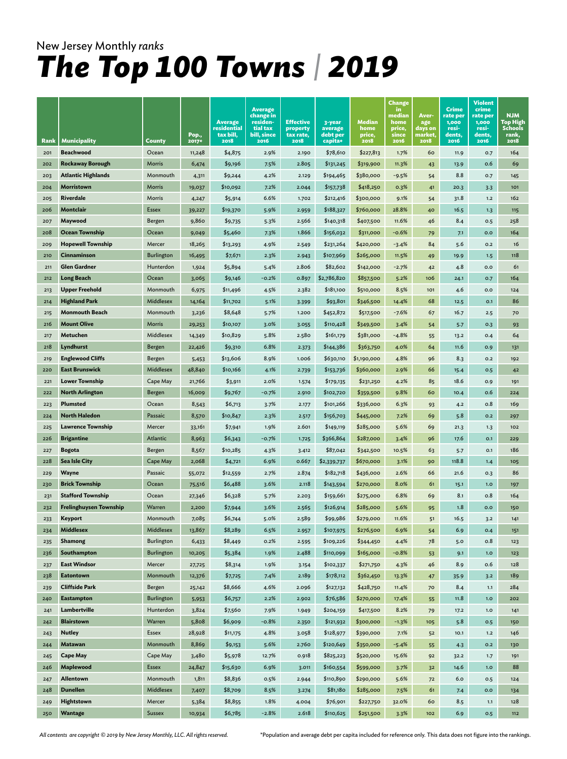New Jersey Monthly *ranks*

# *The Top 100 Towns | 2019*

| Rank | Municipality | County | Pop., 2017* | Average residential tax bill, 2018 | Average change in residential tax bill, since 2016 | Effective property tax rate, 2018 | 3-year average debt per capita* | Median home price, 2018 | Change in median home price, since 2016 | Average days on market, 2018 | Crime rate per 1,000 residents, 2016 | Violent crime rate per 1,000 residents, 2016 | NJM Top High Schools rank, 2018 |
|---|---|---|---|---|---|---|---|---|---|---|---|---|---|
| 201 | **Beachwood** | Ocean | 11,248 | $4,875 | 2.9% | 2.190 | $78,610 | $227,813 | 1.7% | 60 | 11.9 | 0.7 | 164 |
| 202 | **Rockaway Borough** | Morris | 6,474 | $9,196 | 7.5% | 2.805 | $131,245 | $319,900 | 11.3% | 43 | 13.9 | 0.6 | 69 |
| 203 | **Atlantic Highlands** | Monmouth | 4,311 | $9,244 | 4.2% | 2.129 | $194,465 | $380,000 | -9.5% | 54 | 8.8 | 0.7 | 145 |
| 204 | **Morristown** | Morris | 19,037 | $10,092 | 7.2% | 2.044 | $157,738 | $418,250 | 0.3% | 41 | 20.3 | 3.3 | 101 |
| 205 | **Riverdale** | Morris | 4,247 | $5,914 | 6.6% | 1.702 | $212,416 | $300,000 | 9.1% | 54 | 31.8 | 1.2 | 162 |
| 206 | **Montclair** | Essex | 39,227 | $19,370 | 5.9% | 2.959 | $188,327 | $760,000 | 28.8% | 40 | 16.5 | 1.3 | 115 |
| 207 | **Maywood** | Bergen | 9,860 | $9,735 | 5.3% | 2.566 | $140,318 | $407,500 | 11.6% | 46 | 8.4 | 0.5 | 258 |
| 208 | **Ocean Township** | Ocean | 9,049 | $5,460 | 7.3% | 1.866 | $156,032 | $311,000 | -0.6% | 79 | 7.1 | 0.0 | 164 |
| 209 | **Hopewell Township** | Mercer | 18,265 | $13,293 | 4.9% | 2.549 | $231,264 | $420,000 | -3.4% | 84 | 5.6 | 0.2 | 16 |
| 210 | **Cinnaminson** | Burlington | 16,495 | $7,671 | 2.3% | 2.943 | $107,969 | $265,000 | 11.5% | 49 | 19.9 | 1.5 | 118 |
| 211 | **Glen Gardner** | Hunterdon | 1,924 | $5,894 | 5.4% | 2.806 | $82,602 | $142,000 | -2.7% | 42 | 4.8 | 0.0 | 61 |
| 212 | **Long Beach** | Ocean | 3,065 | $9,146 | -0.2% | 0.897 | $2,786,820 | $857,500 | 5.2% | 106 | 24.1 | 0.7 | 164 |
| 213 | **Upper Freehold** | Monmouth | 6,975 | $11,496 | 4.5% | 2.382 | $181,100 | $510,000 | 8.5% | 101 | 4.6 | 0.0 | 124 |
| 214 | **Highland Park** | Middlesex | 14,164 | $11,702 | 5.1% | 3.399 | $93,801 | $346,500 | 14.4% | 68 | 12.5 | 0.1 | 86 |
| 215 | **Monmouth Beach** | Monmouth | 3,236 | $8,648 | 5.7% | 1.200 | $452,872 | $517,500 | -7.6% | 67 | 16.7 | 2.5 | 70 |
| 216 | **Mount Olive** | Morris | 29,253 | $10,107 | 3.0% | 3.055 | $110,428 | $349,500 | 3.4% | 54 | 5.7 | 0.3 | 93 |
| 217 | **Metuchen** | Middlesex | 14,349 | $10,829 | 5.8% | 2.580 | $161,179 | $381,000 | -4.8% | 55 | 13.2 | 0.4 | 64 |
| 218 | **Lyndhurst** | Bergen | 22,426 | $9,310 | 6.8% | 2.373 | $144,386 | $363,750 | 4.0% | 64 | 11.6 | 0.9 | 131 |
| 219 | **Englewood Cliffs** | Bergen | 5,453 | $13,606 | 8.9% | 1.006 | $630,110 | $1,190,000 | 4.8% | 96 | 8.3 | 0.2 | 192 |
| 220 | **East Brunswick** | Middlesex | 48,840 | $10,166 | 4.1% | 2.739 | $153,736 | $360,000 | 2.9% | 66 | 15.4 | 0.5 | 42 |
| 221 | **Lower Township** | Cape May | 21,766 | $3,911 | 2.0% | 1.574 | $179,135 | $231,250 | 4.2% | 85 | 18.6 | 0.9 | 191 |
| 222 | **North Arlington** | Bergen | 16,009 | $9,767 | -0.7% | 2.910 | $102,720 | $359,500 | 9.8% | 60 | 10.4 | 0.6 | 224 |
| 223 | **Plumsted** | Ocean | 8,543 | $6,713 | 3.7% | 2.177 | $101,266 | $336,000 | 6.3% | 93 | 4.2 | 0.8 | 169 |
| 224 | **North Haledon** | Passaic | 8,570 | $10,847 | 2.3% | 2.517 | $156,703 | $445,000 | 7.2% | 69 | 5.8 | 0.2 | 297 |
| 225 | **Lawrence Township** | Mercer | 33,161 | $7,941 | 1.9% | 2.601 | $149,119 | $285,000 | 5.6% | 69 | 21.3 | 1.3 | 102 |
| 226 | **Brigantine** | Atlantic | 8,963 | $6,343 | -0.7% | 1.725 | $366,864 | $287,000 | 3.4% | 96 | 17.6 | 0.1 | 229 |
| 227 | **Bogota** | Bergen | 8,567 | $10,285 | 4.3% | 3.412 | $87,042 | $342,500 | 10.5% | 63 | 5.7 | 0.1 | 186 |
| 228 | **Sea Isle City** | Cape May | 2,068 | $4,721 | 6.9% | 0.667 | $2,339,737 | $670,000 | 3.1% | 90 | 118.8 | 1.4 | 105 |
| 229 | **Wayne** | Passaic | 55,072 | $12,559 | 2.7% | 2.874 | $182,718 | $436,000 | 2.6% | 66 | 21.6 | 0.3 | 86 |
| 230 | **Brick Township** | Ocean | 75,516 | $6,488 | 3.6% | 2.118 | $143,594 | $270,000 | 8.0% | 61 | 15.1 | 1.0 | 197 |
| 231 | **Stafford Township** | Ocean | 27,346 | $6,328 | 5.7% | 2.203 | $159,661 | $275,000 | 6.8% | 69 | 8.1 | 0.8 | 164 |
| 232 | **Frelinghuysen Township** | Warren | 2,200 | $7,944 | 3.6% | 2.565 | $126,914 | $285,000 | 5.6% | 95 | 1.8 | 0.0 | 150 |
| 233 | **Keyport** | Monmouth | 7,085 | $6,744 | 5.0% | 2.589 | $99,986 | $279,000 | 11.6% | 51 | 16.5 | 3.2 | 141 |
| 234 | **Middlesex** | Middlesex | 13,867 | $8,289 | 6.5% | 2.957 | $107,975 | $276,500 | 6.9% | 54 | 6.9 | 0.4 | 151 |
| 235 | **Shamong** | Burlington | 6,433 | $8,449 | 0.2% | 2.595 | $109,226 | $344,450 | 4.4% | 78 | 5.0 | 0.8 | 123 |
| 236 | **Southampton** | Burlington | 10,205 | $5,384 | 1.9% | 2.488 | $110,099 | $165,000 | -0.8% | 53 | 9.1 | 1.0 | 123 |
| 237 | **East Windsor** | Mercer | 27,725 | $8,314 | 1.9% | 3.154 | $102,337 | $271,750 | 4.3% | 46 | 8.9 | 0.6 | 128 |
| 238 | **Eatontown** | Monmouth | 12,376 | $7,725 | 7.4% | 2.189 | $178,112 | $362,450 | 13.3% | 47 | 35.9 | 3.2 | 189 |
| 239 | **Cliffside Park** | Bergen | 25,142 | $8,666 | 4.6% | 2.096 | $127,132 | $428,750 | 11.4% | 70 | 8.4 | 1.1 | 284 |
| 240 | **Eastampton** | Burlington | 5,953 | $6,757 | 2.2% | 2.902 | $76,586 | $270,000 | 17.4% | 55 | 11.8 | 1.0 | 202 |
| 241 | **Lambertville** | Hunterdon | 3,824 | $7,560 | 7.9% | 1.949 | $204,159 | $417,500 | 8.2% | 79 | 17.2 | 1.0 | 141 |
| 242 | **Blairstown** | Warren | 5,808 | $6,909 | -0.8% | 2.350 | $121,932 | $300,000 | -1.3% | 105 | 5.8 | 0.5 | 150 |
| 243 | **Nutley** | Essex | 28,928 | $11,175 | 4.8% | 3.058 | $128,977 | $390,000 | 7.1% | 52 | 10.1 | 1.2 | 146 |
| 244 | **Matawan** | Monmouth | 8,869 | $9,153 | 5.6% | 2.760 | $120,649 | $350,000 | -5.4% | 55 | 4.3 | 0.2 | 130 |
| 245 | **Cape May** | Cape May | 3,480 | $5,978 | 12.7% | 0.918 | $825,223 | $520,000 | 15.6% | 92 | 32.2 | 1.7 | 191 |
| 246 | **Maplewood** | Essex | 24,847 | $15,630 | 6.9% | 3.011 | $160,554 | $599,000 | 3.7% | 32 | 14.6 | 1.0 | 88 |
| 247 | **Allentown** | Monmouth | 1,811 | $8,836 | 0.5% | 2.944 | $110,890 | $290,000 | 5.6% | 72 | 6.0 | 0.5 | 124 |
| 248 | **Dunellen** | Middlesex | 7,407 | $8,709 | 8.5% | 3.274 | $81,180 | $285,000 | 7.5% | 61 | 7.4 | 0.0 | 134 |
| 249 | **Hightstown** | Mercer | 5,384 | $8,855 | 1.8% | 4.004 | $76,901 | $227,750 | 32.0% | 60 | 8.5 | 1.1 | 128 |
| 250 | **Wantage** | Sussex | 10,934 | $6,785 | -2.8% | 2.618 | $110,625 | $251,500 | 3.3% | 102 | 6.9 | 0.5 | 112 |

*All contents are copyright © 2019 by New Jersey Monthly, LLC. All rights reserved.*

*Population and average debt per capita included for reference only. This data does not figure into the rankings.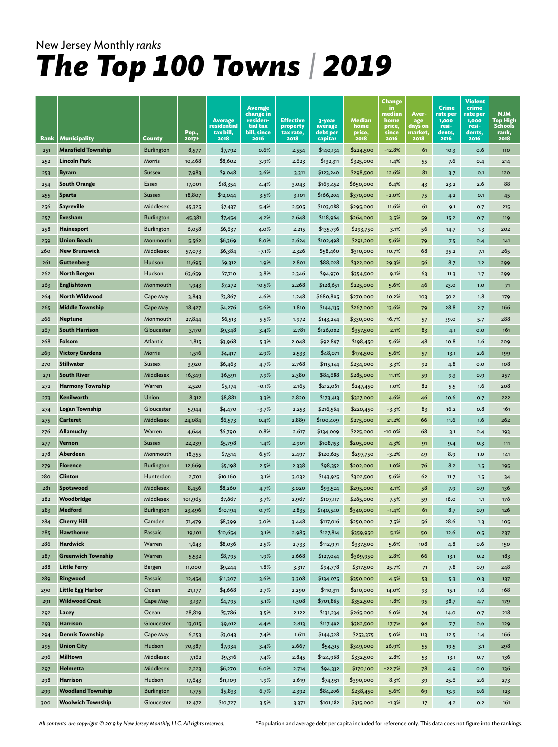New Jersey Monthly *ranks*

# *The Top 100 Towns | 2019*

| Rank | Municipality | County | Pop., 2017* | Average residential tax bill, 2018 | Average change in residential tax bill, since 2016 | Effective property tax rate, 2018 | 3-year average debt per capita* | Median home price, 2018 | Change in median home price, since 2016 | Average days on market, 2018 | Crime rate per 1,000 residents, 2016 | Violent crime rate per 1,000 residents, 2016 | NJM Top High Schools rank, 2018 |
|---|---|---|---|---|---|---|---|---|---|---|---|---|---|
| 251 | **Mansfield Township** | Burlington | 8,577 | $7,792 | 0.6% | 2.554 | $140,134 | $224,500 | -12.8% | 61 | 10.3 | 0.6 | 110 |
| 252 | **Lincoln Park** | Morris | 10,468 | $8,602 | 3.9% | 2.623 | $132,311 | $325,000 | 1.4% | 55 | 7.6 | 0.4 | 214 |
| 253 | **Byram** | Sussex | 7,983 | $9,048 | 3.6% | 3.311 | $123,240 | $298,500 | 12.6% | 81 | 3.7 | 0.1 | 120 |
| 254 | **South Orange** | Essex | 17,001 | $18,354 | 4.4% | 3.043 | $169,452 | $650,000 | 6.4% | 43 | 23.2 | 2.6 | 88 |
| 255 | **Sparta** | Sussex | 18,807 | $12,044 | 3.5% | 3.101 | $166,204 | $370,000 | -2.0% | 75 | 4.2 | 0.1 | 45 |
| 256 | **Sayreville** | Middlesex | 45,325 | $7,437 | 5.4% | 2.505 | $103,088 | $295,000 | 11.6% | 61 | 9.1 | 0.7 | 215 |
| 257 | **Evesham** | Burlington | 45,381 | $7,454 | 4.2% | 2.648 | $118,964 | $264,000 | 3.5% | 59 | 15.2 | 0.7 | 119 |
| 258 | **Hainesport** | Burlington | 6,058 | $6,637 | 4.0% | 2.215 | $135,736 | $293,750 | 3.1% | 56 | 14.7 | 1.3 | 202 |
| 259 | **Union Beach** | Monmouth | 5,562 | $6,369 | 8.0% | 2.624 | $102,498 | $291,200 | 5.6% | 79 | 7.5 | 0.4 | 141 |
| 260 | **New Brunswick** | Middlesex | 57,073 | $6,384 | -7.1% | 2.326 | $58,460 | $310,000 | 10.7% | 68 | 35.2 | 7.1 | 265 |
| 261 | **Guttenberg** | Hudson | 11,695 | $9,312 | 1.9% | 2.801 | $88,028 | $322,000 | 29.3% | 56 | 8.7 | 1.2 | 299 |
| 262 | **North Bergen** | Hudson | 63,659 | $7,710 | 3.8% | 2.346 | $94,970 | $354,500 | 9.1% | 63 | 11.3 | 1.7 | 299 |
| 263 | **Englishtown** | Monmouth | 1,943 | $7,272 | 10.5% | 2.268 | $128,651 | $225,000 | 5.6% | 46 | 23.0 | 1.0 | 71 |
| 264 | **North Wildwood** | Cape May | 3,843 | $3,867 | 4.6% | 1.248 | $680,805 | $270,000 | 10.2% | 103 | 50.2 | 1.8 | 179 |
| 265 | **Middle Township** | Cape May | 18,427 | $4,276 | 5.6% | 1.810 | $144,135 | $267,000 | 13.6% | 79 | 28.8 | 2.7 | 166 |
| 266 | **Neptune** | Monmouth | 27,844 | $6,513 | 5.5% | 1.972 | $143,244 | $330,000 | 16.7% | 57 | 39.0 | 5.7 | 288 |
| 267 | **South Harrison** | Gloucester | 3,170 | $9,348 | 3.4% | 2.781 | $126,002 | $357,500 | 2.1% | 83 | 4.1 | 0.0 | 161 |
| 268 | **Folsom** | Atlantic | 1,815 | $3,968 | 5.3% | 2.048 | $92,897 | $198,450 | 5.6% | 48 | 10.8 | 1.6 | 209 |
| 269 | **Victory Gardens** | Morris | 1,516 | $4,417 | 2.9% | 2.533 | $48,071 | $174,500 | 5.6% | 57 | 13.1 | 2.6 | 199 |
| 270 | **Stillwater** | Sussex | 3,920 | $6,463 | 4.7% | 2.768 | $115,144 | $234,000 | 3.3% | 92 | 4.8 | 0.0 | 108 |
| 271 | **South River** | Middlesex | 16,349 | $6,591 | 7.9% | 2.380 | $84,688 | $285,000 | 11.1% | 59 | 9.3 | 0.9 | 257 |
| 272 | **Harmony Township** | Warren | 2,520 | $5,174 | -0.1% | 2.165 | $212,061 | $247,450 | 1.0% | 82 | 5.5 | 1.6 | 208 |
| 273 | **Kenilworth** | Union | 8,312 | $8,881 | 3.3% | 2.820 | $173,413 | $327,000 | 4.6% | 46 | 20.6 | 0.7 | 222 |
| 274 | **Logan Township** | Gloucester | 5,944 | $4,470 | -3.7% | 2.253 | $216,564 | $220,450 | -3.3% | 83 | 16.2 | 0.8 | 161 |
| 275 | **Carteret** | Middlesex | 24,084 | $6,573 | 0.4% | 2.889 | $100,409 | $275,000 | 21.2% | 66 | 11.6 | 1.6 | 262 |
| 276 | **Allamuchy** | Warren | 4,644 | $6,790 | 0.8% | 2.617 | $134,009 | $225,000 | -10.0% | 68 | 3.1 | 0.4 | 193 |
| 277 | **Vernon** | Sussex | 22,239 | $5,798 | 1.4% | 2.901 | $108,153 | $205,000 | 4.3% | 91 | 9.4 | 0.3 | 111 |
| 278 | **Aberdeen** | Monmouth | 18,355 | $7,514 | 6.5% | 2.497 | $120,625 | $297,750 | -3.2% | 49 | 8.9 | 1.0 | 141 |
| 279 | **Florence** | Burlington | 12,669 | $5,198 | 2.5% | 2.338 | $98,352 | $202,000 | 1.0% | 76 | 8.2 | 1.5 | 195 |
| 280 | **Clinton** | Hunterdon | 2,701 | $10,160 | 3.1% | 3.032 | $143,925 | $302,500 | 5.6% | 62 | 11.7 | 1.5 | 34 |
| 281 | **Spotswood** | Middlesex | 8,456 | $8,260 | 4.7% | 3.020 | $93,524 | $295,000 | 4.1% | 58 | 7.9 | 0.9 | 136 |
| 282 | **Woodbridge** | Middlesex | 101,965 | $7,867 | 3.7% | 2.967 | $107,117 | $285,000 | 7.5% | 59 | 18.0 | 1.1 | 178 |
| 283 | **Medford** | Burlington | 23,496 | $10,194 | 0.7% | 2.835 | $140,540 | $340,000 | -1.4% | 61 | 8.7 | 0.9 | 126 |
| 284 | **Cherry Hill** | Camden | 71,479 | $8,399 | 3.0% | 3.448 | $117,016 | $250,000 | 7.5% | 56 | 28.6 | 1.3 | 105 |
| 285 | **Hawthorne** | Passaic | 19,101 | $10,654 | 3.1% | 2.985 | $127,814 | $359,950 | 5.1% | 50 | 12.6 | 0.5 | 237 |
| 286 | **Hardwick** | Warren | 1,643 | $8,036 | 2.5% | 2.733 | $112,991 | $337,500 | 5.6% | 108 | 4.8 | 0.6 | 150 |
| 287 | **Greenwich Township** | Warren | 5,532 | $8,795 | 1.9% | 2.668 | $127,044 | $369,950 | 2.8% | 66 | 13.1 | 0.2 | 183 |
| 288 | **Little Ferry** | Bergen | 11,000 | $9,244 | 1.8% | 3.317 | $94,778 | $317,500 | 25.7% | 71 | 7.8 | 0.9 | 248 |
| 289 | **Ringwood** | Passaic | 12,454 | $11,307 | 3.6% | 3.308 | $134,075 | $350,000 | 4.5% | 53 | 5.3 | 0.3 | 137 |
| 290 | **Little Egg Harbor** | Ocean | 21,177 | $4,668 | 2.7% | 2.290 | $110,311 | $210,000 | 14.0% | 93 | 15.1 | 1.6 | 168 |
| 291 | **Wildwood Crest** | Cape May | 3,137 | $4,795 | 5.1% | 1.308 | $701,865 | $352,500 | 1.8% | 95 | 38.7 | 4.7 | 179 |
| 292 | **Lacey** | Ocean | 28,819 | $5,786 | 3.5% | 2.122 | $131,234 | $265,000 | 6.0% | 74 | 14.0 | 0.7 | 218 |
| 293 | **Harrison** | Gloucester | 13,015 | $9,612 | 4.4% | 2.813 | $117,492 | $382,500 | 17.7% | 98 | 7.7 | 0.6 | 129 |
| 294 | **Dennis Township** | Cape May | 6,253 | $3,043 | 7.4% | 1.611 | $144,328 | $253,375 | 5.0% | 113 | 12.5 | 1.4 | 166 |
| 295 | **Union City** | Hudson | 70,387 | $7,934 | 3.4% | 2.667 | $54,315 | $349,000 | 26.9% | 55 | 19.5 | 3.1 | 298 |
| 296 | **Milltown** | Middlesex | 7,162 | $9,316 | 7.4% | 2.845 | $124,968 | $332,500 | 2.8% | 53 | 13.1 | 0.7 | 136 |
| 297 | **Helmetta** | Middlesex | 2,223 | $6,270 | 6.0% | 2.714 | $94,332 | $170,100 | -22.7% | 78 | 4.9 | 0.0 | 136 |
| 298 | **Harrison** | Hudson | 17,643 | $11,109 | 1.9% | 2.619 | $74,931 | $390,000 | 8.3% | 39 | 25.6 | 2.6 | 273 |
| 299 | **Woodland Township** | Burlington | 1,775 | $5,833 | 6.7% | 2.392 | $84,206 | $238,450 | 5.6% | 69 | 13.9 | 0.6 | 123 |
| 300 | **Woolwich Township** | Gloucester | 12,472 | $10,727 | 3.5% | 3.371 | $101,182 | $315,000 | -1.3% | 17 | 4.2 | 0.2 | 161 |

*All contents are copyright © 2019 by New Jersey Monthly, LLC. All rights reserved.*

*Population and average debt per capita included for reference only. This data does not figure into the rankings.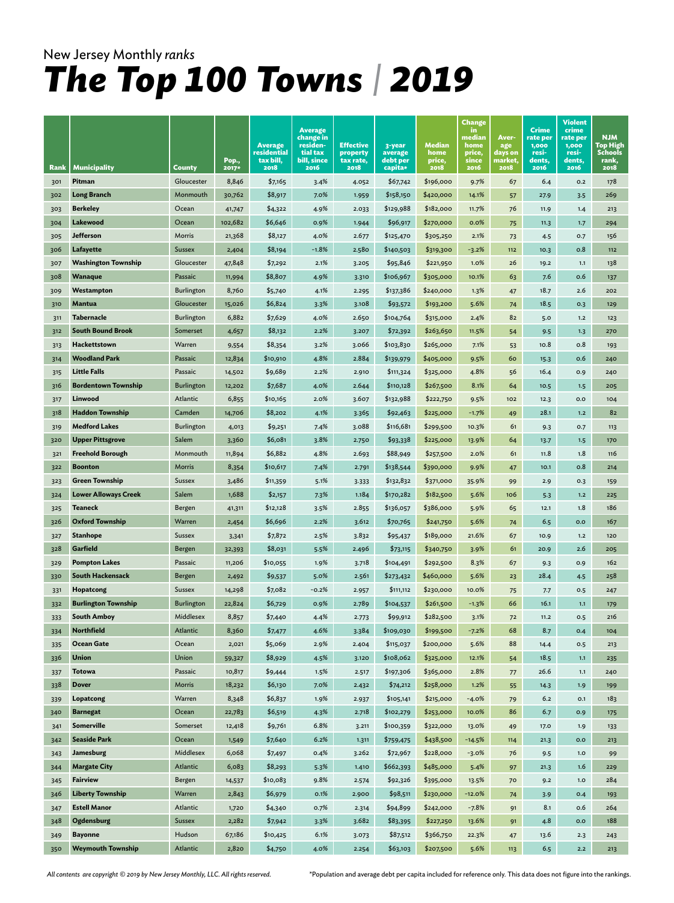New Jersey Monthly *ranks*

# *The Top 100 Towns | 2019*

| Rank | Municipality | County | Pop., 2017* | Average residential tax bill, 2018 | Average change in residential tax bill, since 2016 | Effective property tax rate, 2018 | 3-year average debt per capita* | Median home price, 2018 | Change in median home price, since 2016 | Average days on market, 2018 | Crime rate per 1,000 residents, 2016 | Violent crime rate per 1,000 residents, 2016 | NJM Top High Schools rank, 2018 |
|---|---|---|---|---|---|---|---|---|---|---|---|---|---|
| 301 | **Pitman** | Gloucester | 8,846 | $7,165 | 3.4% | 4.052 | $67,742 | $196,000 | 9.7% | 67 | 6.4 | 0.2 | 178 |
| 302 | **Long Branch** | Monmouth | 30,762 | $8,917 | 7.0% | 1.959 | $158,150 | $420,000 | 14.1% | 57 | 27.9 | 3.5 | 269 |
| 303 | **Berkeley** | Ocean | 41,747 | $4,322 | 4.9% | 2.033 | $129,988 | $182,000 | 11.7% | 76 | 11.9 | 1.4 | 213 |
| 304 | **Lakewood** | Ocean | 102,682 | $6,646 | 0.9% | 1.944 | $96,917 | $270,000 | 0.0% | 75 | 11.3 | 1.7 | 294 |
| 305 | **Jefferson** | Morris | 21,368 | $8,127 | 4.0% | 2.677 | $125,470 | $305,250 | 2.1% | 73 | 4.5 | 0.7 | 156 |
| 306 | **Lafayette** | Sussex | 2,404 | $8,194 | -1.8% | 2.580 | $140,503 | $319,300 | -3.2% | 112 | 10.3 | 0.8 | 112 |
| 307 | **Washington Township** | Gloucester | 47,848 | $7,292 | 2.1% | 3.205 | $95,846 | $221,950 | 1.0% | 26 | 19.2 | 1.1 | 138 |
| 308 | **Wanaque** | Passaic | 11,994 | $8,807 | 4.9% | 3.310 | $106,967 | $305,000 | 10.1% | 63 | 7.6 | 0.6 | 137 |
| 309 | **Westampton** | Burlington | 8,760 | $5,740 | 4.1% | 2.295 | $137,386 | $240,000 | 1.3% | 47 | 18.7 | 2.6 | 202 |
| 310 | **Mantua** | Gloucester | 15,026 | $6,824 | 3.3% | 3.108 | $93,572 | $193,200 | 5.6% | 74 | 18.5 | 0.3 | 129 |
| 311 | **Tabernacle** | Burlington | 6,882 | $7,629 | 4.0% | 2.650 | $104,764 | $315,000 | 2.4% | 82 | 5.0 | 1.2 | 123 |
| 312 | **South Bound Brook** | Somerset | 4,657 | $8,132 | 2.2% | 3.207 | $72,392 | $263,650 | 11.5% | 54 | 9.5 | 1.3 | 270 |
| 313 | **Hackettstown** | Warren | 9,554 | $8,354 | 3.2% | 3.066 | $103,830 | $265,000 | 7.1% | 53 | 10.8 | 0.8 | 193 |
| 314 | **Woodland Park** | Passaic | 12,834 | $10,910 | 4.8% | 2.884 | $139,979 | $405,000 | 9.5% | 60 | 15.3 | 0.6 | 240 |
| 315 | **Little Falls** | Passaic | 14,502 | $9,689 | 2.2% | 2.910 | $111,324 | $325,000 | 4.8% | 56 | 16.4 | 0.9 | 240 |
| 316 | **Bordentown Township** | Burlington | 12,202 | $7,687 | 4.0% | 2.644 | $110,128 | $267,500 | 8.1% | 64 | 10.5 | 1.5 | 205 |
| 317 | **Linwood** | Atlantic | 6,855 | $10,165 | 2.0% | 3.607 | $132,988 | $222,750 | 9.5% | 102 | 12.3 | 0.0 | 104 |
| 318 | **Haddon Township** | Camden | 14,706 | $8,202 | 4.1% | 3.365 | $92,463 | $225,000 | -1.7% | 49 | 28.1 | 1.2 | 82 |
| 319 | **Medford Lakes** | Burlington | 4,013 | $9,251 | 7.4% | 3.088 | $116,681 | $299,500 | 10.3% | 61 | 9.3 | 0.7 | 113 |
| 320 | **Upper Pittsgrove** | Salem | 3,360 | $6,081 | 3.8% | 2.750 | $93,338 | $225,000 | 13.9% | 64 | 13.7 | 1.5 | 170 |
| 321 | **Freehold Borough** | Monmouth | 11,894 | $6,882 | 4.8% | 2.693 | $88,949 | $257,500 | 2.0% | 61 | 11.8 | 1.8 | 116 |
| 322 | **Boonton** | Morris | 8,354 | $10,617 | 7.4% | 2.791 | $138,544 | $390,000 | 9.9% | 47 | 10.1 | 0.8 | 214 |
| 323 | **Green Township** | Sussex | 3,486 | $11,359 | 5.1% | 3.333 | $132,832 | $371,000 | 35.9% | 99 | 2.9 | 0.3 | 159 |
| 324 | **Lower Alloways Creek** | Salem | 1,688 | $2,157 | 7.3% | 1.184 | $170,282 | $182,500 | 5.6% | 106 | 5.3 | 1.2 | 225 |
| 325 | **Teaneck** | Bergen | 41,311 | $12,128 | 3.5% | 2.855 | $136,057 | $386,000 | 5.9% | 65 | 12.1 | 1.8 | 186 |
| 326 | **Oxford Township** | Warren | 2,454 | $6,696 | 2.2% | 3.612 | $70,765 | $241,750 | 5.6% | 74 | 6.5 | 0.0 | 167 |
| 327 | **Stanhope** | Sussex | 3,341 | $7,872 | 2.5% | 3.832 | $95,437 | $189,000 | 21.6% | 67 | 10.9 | 1.2 | 120 |
| 328 | **Garfield** | Bergen | 32,393 | $8,031 | 5.5% | 2.496 | $73,115 | $340,750 | 3.9% | 61 | 20.9 | 2.6 | 205 |
| 329 | **Pompton Lakes** | Passaic | 11,206 | $10,055 | 1.9% | 3.718 | $104,491 | $292,500 | 8.3% | 67 | 9.3 | 0.9 | 162 |
| 330 | **South Hackensack** | Bergen | 2,492 | $9,537 | 5.0% | 2.561 | $273,432 | $460,000 | 5.6% | 23 | 28.4 | 4.5 | 258 |
| 331 | **Hopatcong** | Sussex | 14,298 | $7,082 | -0.2% | 2.957 | $111,112 | $230,000 | 10.0% | 75 | 7.7 | 0.5 | 247 |
| 332 | **Burlington Township** | Burlington | 22,824 | $6,729 | 0.9% | 2.789 | $104,537 | $261,500 | -1.3% | 66 | 16.1 | 1.1 | 179 |
| 333 | **South Amboy** | Middlesex | 8,857 | $7,440 | 4.4% | 2.773 | $99,912 | $282,500 | 3.1% | 72 | 11.2 | 0.5 | 216 |
| 334 | **Northfield** | Atlantic | 8,360 | $7,477 | 4.6% | 3.384 | $109,030 | $199,500 | -7.2% | 68 | 8.7 | 0.4 | 104 |
| 335 | **Ocean Gate** | Ocean | 2,021 | $5,069 | 2.9% | 2.404 | $115,037 | $200,000 | 5.6% | 88 | 14.4 | 0.5 | 213 |
| 336 | **Union** | Union | 59,327 | $8,929 | 4.5% | 3.120 | $108,062 | $325,000 | 12.1% | 54 | 18.5 | 1.1 | 235 |
| 337 | **Totowa** | Passaic | 10,817 | $9,444 | 1.5% | 2.517 | $197,306 | $365,000 | 2.8% | 77 | 26.6 | 1.1 | 240 |
| 338 | **Dover** | Morris | 18,232 | $6,130 | 7.0% | 2.432 | $74,212 | $258,000 | 1.2% | 55 | 14.3 | 1.9 | 199 |
| 339 | **Lopatcong** | Warren | 8,348 | $6,837 | 1.9% | 2.937 | $105,141 | $215,000 | -4.0% | 79 | 6.2 | 0.1 | 183 |
| 340 | **Barnegat** | Ocean | 22,783 | $6,519 | 4.3% | 2.718 | $102,279 | $253,000 | 10.0% | 86 | 6.7 | 0.9 | 175 |
| 341 | **Somerville** | Somerset | 12,418 | $9,761 | 6.8% | 3.211 | $100,359 | $322,000 | 13.0% | 49 | 17.0 | 1.9 | 133 |
| 342 | **Seaside Park** | Ocean | 1,549 | $7,640 | 6.2% | 1.311 | $759,475 | $438,500 | -14.5% | 114 | 21.3 | 0.0 | 213 |
| 343 | **Jamesburg** | Middlesex | 6,068 | $7,497 | 0.4% | 3.262 | $72,967 | $228,000 | -3.0% | 76 | 9.5 | 1.0 | 99 |
| 344 | **Margate City** | Atlantic | 6,083 | $8,293 | 5.3% | 1.410 | $662,393 | $485,000 | 5.4% | 97 | 21.3 | 1.6 | 229 |
| 345 | **Fairview** | Bergen | 14,537 | $10,083 | 9.8% | 2.574 | $92,326 | $395,000 | 13.5% | 70 | 9.2 | 1.0 | 284 |
| 346 | **Liberty Township** | Warren | 2,843 | $6,979 | 0.1% | 2.900 | $98,511 | $230,000 | -12.0% | 74 | 3.9 | 0.4 | 193 |
| 347 | **Estell Manor** | Atlantic | 1,720 | $4,340 | 0.7% | 2.314 | $94,899 | $242,000 | -7.8% | 91 | 8.1 | 0.6 | 264 |
| 348 | **Ogdensburg** | Sussex | 2,282 | $7,942 | 3.3% | 3.682 | $83,395 | $227,250 | 13.6% | 91 | 4.8 | 0.0 | 188 |
| 349 | **Bayonne** | Hudson | 67,186 | $10,425 | 6.1% | 3.073 | $87,512 | $366,750 | 22.3% | 47 | 13.6 | 2.3 | 243 |
| 350 | **Weymouth Township** | Atlantic | 2,820 | $4,750 | 4.0% | 2.254 | $63,103 | $207,500 | 5.6% | 113 | 6.5 | 2.2 | 213 |

*All contents are copyright © 2019 by New Jersey Monthly, LLC. All rights reserved.*

*Population and average debt per capita included for reference only. This data does not figure into the rankings.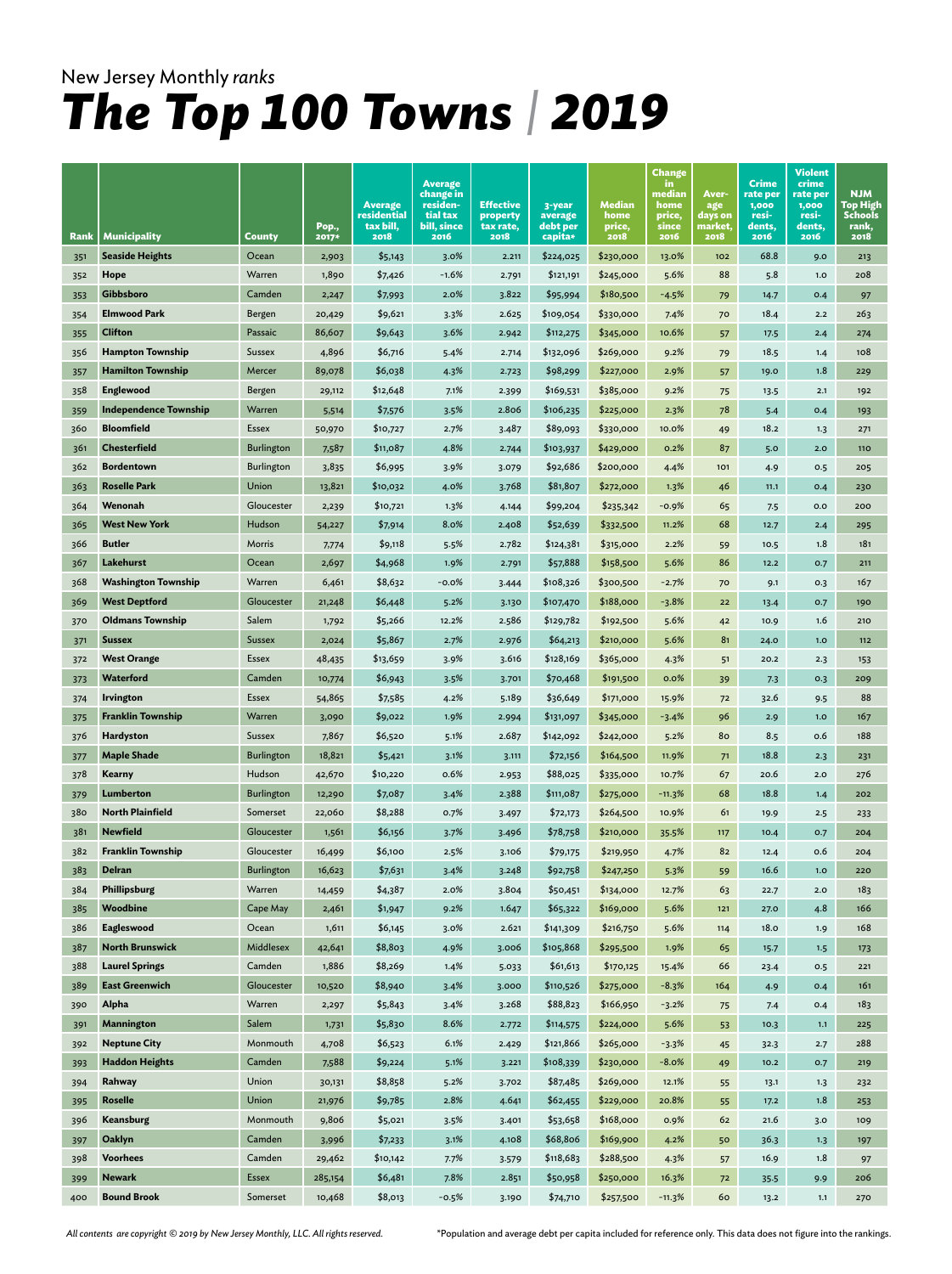New Jersey Monthly *ranks*

# *The Top 100 Towns | 2019*

| Rank | Municipality | County | Pop., 2017* | Average residential tax bill, 2018 | Average change in residential tax bill, since 2016 | Effective property tax rate, 2018 | 3-year average debt per capita* | Median home price, 2018 | Change in median home price, since 2016 | Average days on market, 2018 | Crime rate per 1,000 residents, 2016 | Violent crime rate per 1,000 residents, 2016 | NJM Top High Schools rank, 2018 |
|---|---|---|---|---|---|---|---|---|---|---|---|---|---|
| 351 | **Seaside Heights** | Ocean | 2,903 | $5,143 | 3.0% | 2.211 | $224,025 | $230,000 | 13.0% | 102 | 68.8 | 9.0 | 213 |
| 352 | **Hope** | Warren | 1,890 | $7,426 | -1.6% | 2.791 | $121,191 | $245,000 | 5.6% | 88 | 5.8 | 1.0 | 208 |
| 353 | **Gibbsboro** | Camden | 2,247 | $7,993 | 2.0% | 3.822 | $95,994 | $180,500 | -4.5% | 79 | 14.7 | 0.4 | 97 |
| 354 | **Elmwood Park** | Bergen | 20,429 | $9,621 | 3.3% | 2.625 | $109,054 | $330,000 | 7.4% | 70 | 18.4 | 2.2 | 263 |
| 355 | **Clifton** | Passaic | 86,607 | $9,643 | 3.6% | 2.942 | $112,275 | $345,000 | 10.6% | 57 | 17.5 | 2.4 | 274 |
| 356 | **Hampton Township** | Sussex | 4,896 | $6,716 | 5.4% | 2.714 | $132,096 | $269,000 | 9.2% | 79 | 18.5 | 1.4 | 108 |
| 357 | **Hamilton Township** | Mercer | 89,078 | $6,038 | 4.3% | 2.723 | $98,299 | $227,000 | 2.9% | 57 | 19.0 | 1.8 | 229 |
| 358 | **Englewood** | Bergen | 29,112 | $12,648 | 7.1% | 2.399 | $169,531 | $385,000 | 9.2% | 75 | 13.5 | 2.1 | 192 |
| 359 | **Independence Township** | Warren | 5,514 | $7,576 | 3.5% | 2.806 | $106,235 | $225,000 | 2.3% | 78 | 5.4 | 0.4 | 193 |
| 360 | **Bloomfield** | Essex | 50,970 | $10,727 | 2.7% | 3.487 | $89,093 | $330,000 | 10.0% | 49 | 18.2 | 1.3 | 271 |
| 361 | **Chesterfield** | Burlington | 7,587 | $11,087 | 4.8% | 2.744 | $103,937 | $429,000 | 0.2% | 87 | 5.0 | 2.0 | 110 |
| 362 | **Bordentown** | Burlington | 3,835 | $6,995 | 3.9% | 3.079 | $92,686 | $200,000 | 4.4% | 101 | 4.9 | 0.5 | 205 |
| 363 | **Roselle Park** | Union | 13,821 | $10,032 | 4.0% | 3.768 | $81,807 | $272,000 | 1.3% | 46 | 11.1 | 0.4 | 230 |
| 364 | **Wenonah** | Gloucester | 2,239 | $10,721 | 1.3% | 4.144 | $99,204 | $235,342 | -0.9% | 65 | 7.5 | 0.0 | 200 |
| 365 | **West New York** | Hudson | 54,227 | $7,914 | 8.0% | 2.408 | $52,639 | $332,500 | 11.2% | 68 | 12.7 | 2.4 | 295 |
| 366 | **Butler** | Morris | 7,774 | $9,118 | 5.5% | 2.782 | $124,381 | $315,000 | 2.2% | 59 | 10.5 | 1.8 | 181 |
| 367 | **Lakehurst** | Ocean | 2,697 | $4,968 | 1.9% | 2.791 | $57,888 | $158,500 | 5.6% | 86 | 12.2 | 0.7 | 211 |
| 368 | **Washington Township** | Warren | 6,461 | $8,632 | -0.0% | 3.444 | $108,326 | $300,500 | -2.7% | 70 | 9.1 | 0.3 | 167 |
| 369 | **West Deptford** | Gloucester | 21,248 | $6,448 | 5.2% | 3.130 | $107,470 | $188,000 | -3.8% | 22 | 13.4 | 0.7 | 190 |
| 370 | **Oldmans Township** | Salem | 1,792 | $5,266 | 12.2% | 2.586 | $129,782 | $192,500 | 5.6% | 42 | 10.9 | 1.6 | 210 |
| 371 | **Sussex** | Sussex | 2,024 | $5,867 | 2.7% | 2.976 | $64,213 | $210,000 | 5.6% | 81 | 24.0 | 1.0 | 112 |
| 372 | **West Orange** | Essex | 48,435 | $13,659 | 3.9% | 3.616 | $128,169 | $365,000 | 4.3% | 51 | 20.2 | 2.3 | 153 |
| 373 | **Waterford** | Camden | 10,774 | $6,943 | 3.5% | 3.701 | $70,468 | $191,500 | 0.0% | 39 | 7.3 | 0.3 | 209 |
| 374 | **Irvington** | Essex | 54,865 | $7,585 | 4.2% | 5.189 | $36,649 | $171,000 | 15.9% | 72 | 32.6 | 9.5 | 88 |
| 375 | **Franklin Township** | Warren | 3,090 | $9,022 | 1.9% | 2.994 | $131,097 | $345,000 | -3.4% | 96 | 2.9 | 1.0 | 167 |
| 376 | **Hardyston** | Sussex | 7,867 | $6,520 | 5.1% | 2.687 | $142,092 | $242,000 | 5.2% | 80 | 8.5 | 0.6 | 188 |
| 377 | **Maple Shade** | Burlington | 18,821 | $5,421 | 3.1% | 3.111 | $72,156 | $164,500 | 11.9% | 71 | 18.8 | 2.3 | 231 |
| 378 | **Kearny** | Hudson | 42,670 | $10,220 | 0.6% | 2.953 | $88,025 | $335,000 | 10.7% | 67 | 20.6 | 2.0 | 276 |
| 379 | **Lumberton** | Burlington | 12,290 | $7,087 | 3.4% | 2.388 | $111,087 | $275,000 | -11.3% | 68 | 18.8 | 1.4 | 202 |
| 380 | **North Plainfield** | Somerset | 22,060 | $8,288 | 0.7% | 3.497 | $72,173 | $264,500 | 10.9% | 61 | 19.9 | 2.5 | 233 |
| 381 | **Newfield** | Gloucester | 1,561 | $6,156 | 3.7% | 3.496 | $78,758 | $210,000 | 35.5% | 117 | 10.4 | 0.7 | 204 |
| 382 | **Franklin Township** | Gloucester | 16,499 | $6,100 | 2.5% | 3.106 | $79,175 | $219,950 | 4.7% | 82 | 12.4 | 0.6 | 204 |
| 383 | **Delran** | Burlington | 16,623 | $7,631 | 3.4% | 3.248 | $92,758 | $247,250 | 5.3% | 59 | 16.6 | 1.0 | 220 |
| 384 | **Phillipsburg** | Warren | 14,459 | $4,387 | 2.0% | 3.804 | $50,451 | $134,000 | 12.7% | 63 | 22.7 | 2.0 | 183 |
| 385 | **Woodbine** | Cape May | 2,461 | $1,947 | 9.2% | 1.647 | $65,322 | $169,000 | 5.6% | 121 | 27.0 | 4.8 | 166 |
| 386 | **Eagleswood** | Ocean | 1,611 | $6,145 | 3.0% | 2.621 | $141,309 | $216,750 | 5.6% | 114 | 18.0 | 1.9 | 168 |
| 387 | **North Brunswick** | Middlesex | 42,641 | $8,803 | 4.9% | 3.006 | $105,868 | $295,500 | 1.9% | 65 | 15.7 | 1.5 | 173 |
| 388 | **Laurel Springs** | Camden | 1,886 | $8,269 | 1.4% | 5.033 | $61,613 | $170,125 | 15.4% | 66 | 23.4 | 0.5 | 221 |
| 389 | **East Greenwich** | Gloucester | 10,520 | $8,940 | 3.4% | 3.000 | $110,526 | $275,000 | -8.3% | 164 | 4.9 | 0.4 | 161 |
| 390 | **Alpha** | Warren | 2,297 | $5,843 | 3.4% | 3.268 | $88,823 | $166,950 | -3.2% | 75 | 7.4 | 0.4 | 183 |
| 391 | **Mannington** | Salem | 1,731 | $5,830 | 8.6% | 2.772 | $114,575 | $224,000 | 5.6% | 53 | 10.3 | 1.1 | 225 |
| 392 | **Neptune City** | Monmouth | 4,708 | $6,523 | 6.1% | 2.429 | $121,866 | $265,000 | -3.3% | 45 | 32.3 | 2.7 | 288 |
| 393 | **Haddon Heights** | Camden | 7,588 | $9,224 | 5.1% | 3.221 | $108,339 | $230,000 | -8.0% | 49 | 10.2 | 0.7 | 219 |
| 394 | **Rahway** | Union | 30,131 | $8,858 | 5.2% | 3.702 | $87,485 | $269,000 | 12.1% | 55 | 13.1 | 1.3 | 232 |
| 395 | **Roselle** | Union | 21,976 | $9,785 | 2.8% | 4.641 | $62,455 | $229,000 | 20.8% | 55 | 17.2 | 1.8 | 253 |
| 396 | **Keansburg** | Monmouth | 9,806 | $5,021 | 3.5% | 3.401 | $53,658 | $168,000 | 0.9% | 62 | 21.6 | 3.0 | 109 |
| 397 | **Oaklyn** | Camden | 3,996 | $7,233 | 3.1% | 4.108 | $68,806 | $169,900 | 4.2% | 50 | 36.3 | 1.3 | 197 |
| 398 | **Voorhees** | Camden | 29,462 | $10,142 | 7.7% | 3.579 | $118,683 | $288,500 | 4.3% | 57 | 16.9 | 1.8 | 97 |
| 399 | **Newark** | Essex | 285,154 | $6,481 | 7.8% | 2.851 | $50,958 | $250,000 | 16.3% | 72 | 35.5 | 9.9 | 206 |
| 400 | **Bound Brook** | Somerset | 10,468 | $8,013 | -0.5% | 3.190 | $74,710 | $257,500 | -11.3% | 60 | 13.2 | 1.1 | 270 |

*All contents are copyright © 2019 by New Jersey Monthly, LLC. All rights reserved.*

*Population and average debt per capita included for reference only. This data does not figure into the rankings.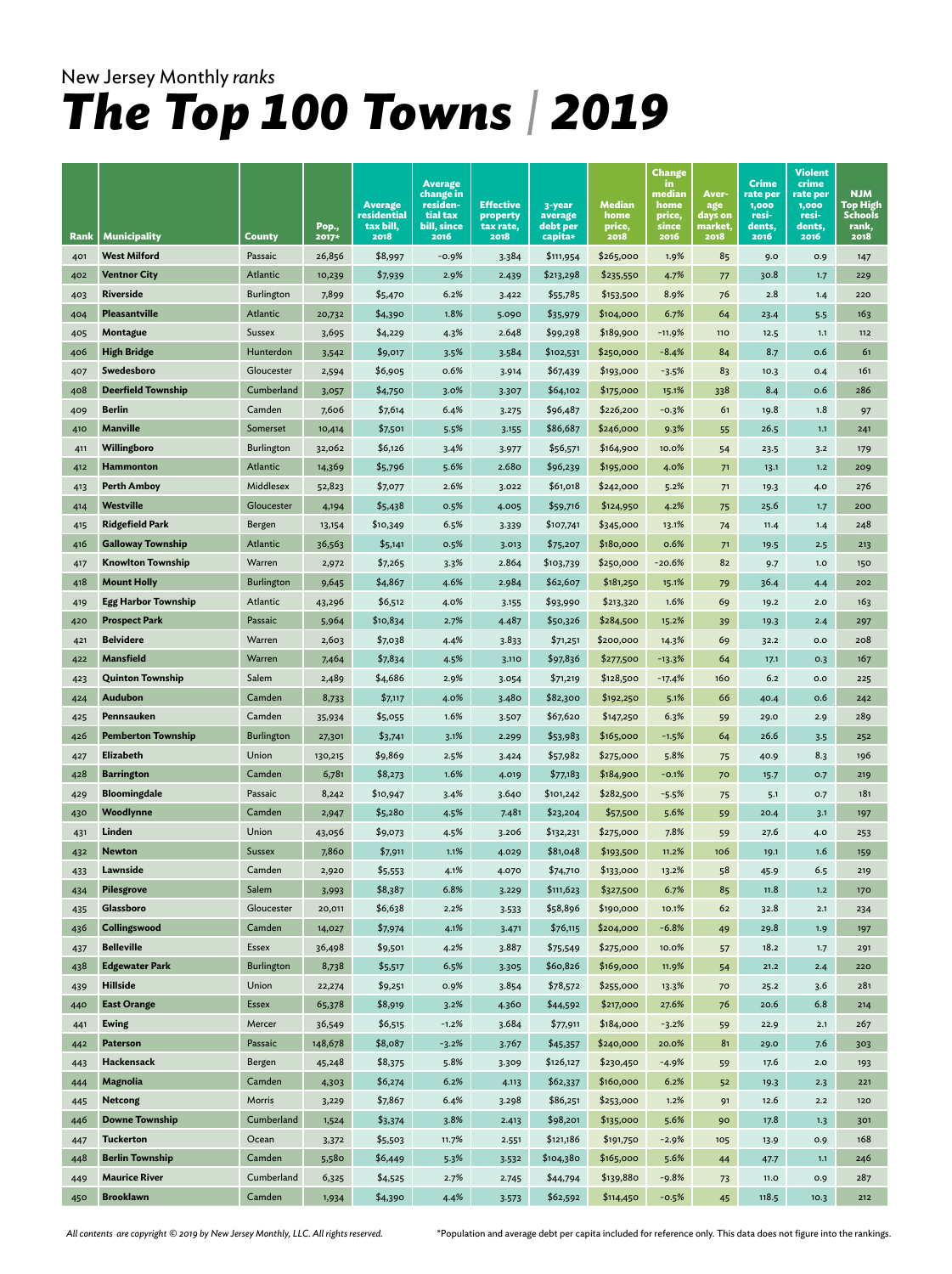New Jersey Monthly *ranks*

# *The Top 100 Towns* | *2019*

| Rank | Municipality | County | Pop., 2017* | Average residential tax bill, 2018 | Average change in residential tax bill, since 2016 | Effective property tax rate, 2018 | 3-year average debt per capita* | Median home price, 2018 | Change in median home price, since 2016 | Average days on market, 2018 | Crime rate per 1,000 residents, 2016 | Violent crime rate per 1,000 residents, 2016 | NJM Top High Schools rank, 2018 |
|---|---|---|---|---|---|---|---|---|---|---|---|---|---|
| 401 | **West Milford** | Passaic | 26,856 | $8,997 | -0.9% | 3.384 | $111,954 | $265,000 | 1.9% | 85 | 9.0 | 0.9 | 147 |
| 402 | **Ventnor City** | Atlantic | 10,239 | $7,939 | 2.9% | 2.439 | $213,298 | $235,550 | 4.7% | 77 | 30.8 | 1.7 | 229 |
| 403 | **Riverside** | Burlington | 7,899 | $5,470 | 6.2% | 3.422 | $55,785 | $153,500 | 8.9% | 76 | 2.8 | 1.4 | 220 |
| 404 | **Pleasantville** | Atlantic | 20,732 | $4,390 | 1.8% | 5.090 | $35,979 | $104,000 | 6.7% | 64 | 23.4 | 5.5 | 163 |
| 405 | **Montague** | Sussex | 3,695 | $4,229 | 4.3% | 2.648 | $99,298 | $189,900 | -11.9% | 110 | 12.5 | 1.1 | 112 |
| 406 | **High Bridge** | Hunterdon | 3,542 | $9,017 | 3.5% | 3.584 | $102,531 | $250,000 | -8.4% | 84 | 8.7 | 0.6 | 61 |
| 407 | **Swedesboro** | Gloucester | 2,594 | $6,905 | 0.6% | 3.914 | $67,439 | $193,000 | -3.5% | 83 | 10.3 | 0.4 | 161 |
| 408 | **Deerfield Township** | Cumberland | 3,057 | $4,750 | 3.0% | 3.307 | $64,102 | $175,000 | 15.1% | 338 | 8.4 | 0.6 | 286 |
| 409 | **Berlin** | Camden | 7,606 | $7,614 | 6.4% | 3.275 | $96,487 | $226,200 | -0.3% | 61 | 19.8 | 1.8 | 97 |
| 410 | **Manville** | Somerset | 10,414 | $7,501 | 5.5% | 3.155 | $86,687 | $246,000 | 9.3% | 55 | 26.5 | 1.1 | 241 |
| 411 | **Willingboro** | Burlington | 32,062 | $6,126 | 3.4% | 3.977 | $56,571 | $164,900 | 10.0% | 54 | 23.5 | 3.2 | 179 |
| 412 | **Hammonton** | Atlantic | 14,369 | $5,796 | 5.6% | 2.680 | $96,239 | $195,000 | 4.0% | 71 | 13.1 | 1.2 | 209 |
| 413 | **Perth Amboy** | Middlesex | 52,823 | $7,077 | 2.6% | 3.022 | $61,018 | $242,000 | 5.2% | 71 | 19.3 | 4.0 | 276 |
| 414 | **Westville** | Gloucester | 4,194 | $5,438 | 0.5% | 4.005 | $59,716 | $124,950 | 4.2% | 75 | 25.6 | 1.7 | 200 |
| 415 | **Ridgefield Park** | Bergen | 13,154 | $10,349 | 6.5% | 3.339 | $107,741 | $345,000 | 13.1% | 74 | 11.4 | 1.4 | 248 |
| 416 | **Galloway Township** | Atlantic | 36,563 | $5,141 | 0.5% | 3.013 | $75,207 | $180,000 | 0.6% | 71 | 19.5 | 2.5 | 213 |
| 417 | **Knowlton Township** | Warren | 2,972 | $7,265 | 3.3% | 2.864 | $103,739 | $250,000 | -20.6% | 82 | 9.7 | 1.0 | 150 |
| 418 | **Mount Holly** | Burlington | 9,645 | $4,867 | 4.6% | 2.984 | $62,607 | $181,250 | 15.1% | 79 | 36.4 | 4.4 | 202 |
| 419 | **Egg Harbor Township** | Atlantic | 43,296 | $6,512 | 4.0% | 3.155 | $93,990 | $213,320 | 1.6% | 69 | 19.2 | 2.0 | 163 |
| 420 | **Prospect Park** | Passaic | 5,964 | $10,834 | 2.7% | 4.487 | $50,326 | $284,500 | 15.2% | 39 | 19.3 | 2.4 | 297 |
| 421 | **Belvidere** | Warren | 2,603 | $7,038 | 4.4% | 3.833 | $71,251 | $200,000 | 14.3% | 69 | 32.2 | 0.0 | 208 |
| 422 | **Mansfield** | Warren | 7,464 | $7,834 | 4.5% | 3.110 | $97,836 | $277,500 | -13.3% | 64 | 17.1 | 0.3 | 167 |
| 423 | **Quinton Township** | Salem | 2,489 | $4,686 | 2.9% | 3.054 | $71,219 | $128,500 | -17.4% | 160 | 6.2 | 0.0 | 225 |
| 424 | **Audubon** | Camden | 8,733 | $7,117 | 4.0% | 3.480 | $82,300 | $192,250 | 5.1% | 66 | 40.4 | 0.6 | 242 |
| 425 | **Pennsauken** | Camden | 35,934 | $5,055 | 1.6% | 3.507 | $67,620 | $147,250 | 6.3% | 59 | 29.0 | 2.9 | 289 |
| 426 | **Pemberton Township** | Burlington | 27,301 | $3,741 | 3.1% | 2.299 | $53,983 | $165,000 | -1.5% | 64 | 26.6 | 3.5 | 252 |
| 427 | **Elizabeth** | Union | 130,215 | $9,869 | 2.5% | 3.424 | $57,982 | $275,000 | 5.8% | 75 | 40.9 | 8.3 | 196 |
| 428 | **Barrington** | Camden | 6,781 | $8,273 | 1.6% | 4.019 | $77,183 | $184,900 | -0.1% | 70 | 15.7 | 0.7 | 219 |
| 429 | **Bloomingdale** | Passaic | 8,242 | $10,947 | 3.4% | 3.640 | $101,242 | $282,500 | -5.5% | 75 | 5.1 | 0.7 | 181 |
| 430 | **Woodlynne** | Camden | 2,947 | $5,280 | 4.5% | 7.481 | $23,204 | $57,500 | 5.6% | 59 | 20.4 | 3.1 | 197 |
| 431 | **Linden** | Union | 43,056 | $9,073 | 4.5% | 3.206 | $132,231 | $275,000 | 7.8% | 59 | 27.6 | 4.0 | 253 |
| 432 | **Newton** | Sussex | 7,860 | $7,911 | 1.1% | 4.029 | $81,048 | $193,500 | 11.2% | 106 | 19.1 | 1.6 | 159 |
| 433 | **Lawnside** | Camden | 2,920 | $5,553 | 4.1% | 4.070 | $74,710 | $133,000 | 13.2% | 58 | 45.9 | 6.5 | 219 |
| 434 | **Pilesgrove** | Salem | 3,993 | $8,387 | 6.8% | 3.229 | $111,623 | $327,500 | 6.7% | 85 | 11.8 | 1.2 | 170 |
| 435 | **Glassboro** | Gloucester | 20,011 | $6,638 | 2.2% | 3.533 | $58,896 | $190,000 | 10.1% | 62 | 32.8 | 2.1 | 234 |
| 436 | **Collingswood** | Camden | 14,027 | $7,974 | 4.1% | 3.471 | $76,115 | $204,000 | -6.8% | 49 | 29.8 | 1.9 | 197 |
| 437 | **Belleville** | Essex | 36,498 | $9,501 | 4.2% | 3.887 | $75,549 | $275,000 | 10.0% | 57 | 18.2 | 1.7 | 291 |
| 438 | **Edgewater Park** | Burlington | 8,738 | $5,517 | 6.5% | 3.305 | $60,826 | $169,000 | 11.9% | 54 | 21.2 | 2.4 | 220 |
| 439 | **Hillside** | Union | 22,274 | $9,251 | 0.9% | 3.854 | $78,572 | $255,000 | 13.3% | 70 | 25.2 | 3.6 | 281 |
| 440 | **East Orange** | Essex | 65,378 | $8,919 | 3.2% | 4.360 | $44,592 | $217,000 | 27.6% | 76 | 20.6 | 6.8 | 214 |
| 441 | **Ewing** | Mercer | 36,549 | $6,515 | -1.2% | 3.684 | $77,911 | $184,000 | -3.2% | 59 | 22.9 | 2.1 | 267 |
| 442 | **Paterson** | Passaic | 148,678 | $8,087 | -3.2% | 3.767 | $45,357 | $240,000 | 20.0% | 81 | 29.0 | 7.6 | 303 |
| 443 | **Hackensack** | Bergen | 45,248 | $8,375 | 5.8% | 3.309 | $126,127 | $230,450 | -4.9% | 59 | 17.6 | 2.0 | 193 |
| 444 | **Magnolia** | Camden | 4,303 | $6,274 | 6.2% | 4.113 | $62,337 | $160,000 | 6.2% | 52 | 19.3 | 2.3 | 221 |
| 445 | **Netcong** | Morris | 3,229 | $7,867 | 6.4% | 3.298 | $86,251 | $253,000 | 1.2% | 91 | 12.6 | 2.2 | 120 |
| 446 | **Downe Township** | Cumberland | 1,524 | $3,374 | 3.8% | 2.413 | $98,201 | $135,000 | 5.6% | 90 | 17.8 | 1.3 | 301 |
| 447 | **Tuckerton** | Ocean | 3,372 | $5,503 | 11.7% | 2.551 | $121,186 | $191,750 | -2.9% | 105 | 13.9 | 0.9 | 168 |
| 448 | **Berlin Township** | Camden | 5,580 | $6,449 | 5.3% | 3.532 | $104,380 | $165,000 | 5.6% | 44 | 47.7 | 1.1 | 246 |
| 449 | **Maurice River** | Cumberland | 6,325 | $4,525 | 2.7% | 2.745 | $44,794 | $139,880 | -9.8% | 73 | 11.0 | 0.9 | 287 |
| 450 | **Brooklawn** | Camden | 1,934 | $4,390 | 4.4% | 3.573 | $62,592 | $114,450 | -0.5% | 45 | 118.5 | 10.3 | 212 |

*All contents are copyright © 2019 by New Jersey Monthly, LLC. All rights reserved.*

*Population and average debt per capita included for reference only. This data does not figure into the rankings.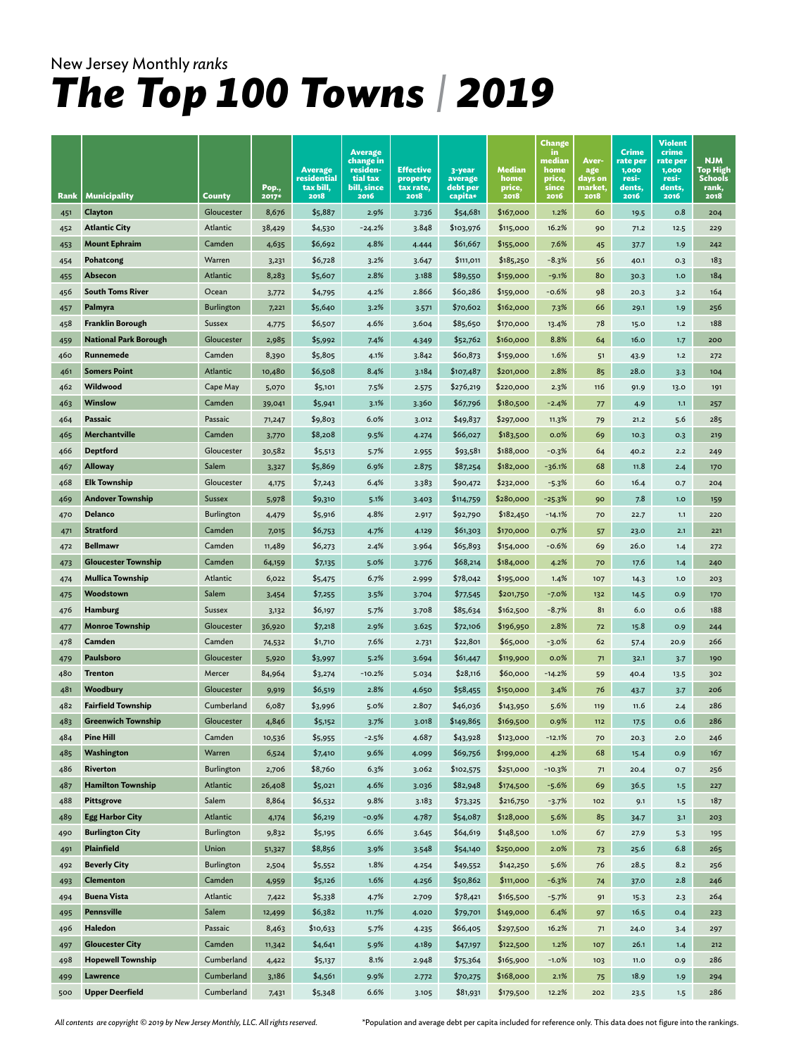New Jersey Monthly *ranks*

# *The Top 100 Towns | 2019*

| Rank | Municipality | County | Pop., 2017* | Average residential tax bill, 2018 | Average change in residential tax bill, since 2016 | Effective property tax rate, 2018 | 3-year average debt per capita* | Median home price, 2018 | Change in median home price, since 2016 | Average days on market, 2018 | Crime rate per 1,000 residents, 2016 | Violent crime rate per 1,000 residents, 2016 | NJM Top High Schools rank, 2018 |
|---|---|---|---|---|---|---|---|---|---|---|---|---|---|
| 451 | **Clayton** | Gloucester | 8,676 | $5,887 | 2.9% | 3.736 | $54,681 | $167,000 | 1.2% | 60 | 19.5 | 0.8 | 204 |
| 452 | **Atlantic City** | Atlantic | 38,429 | $4,530 | -24.2% | 3.848 | $103,976 | $115,000 | 16.2% | 90 | 71.2 | 12.5 | 229 |
| 453 | **Mount Ephraim** | Camden | 4,635 | $6,692 | 4.8% | 4.444 | $61,667 | $155,000 | 7.6% | 45 | 37.7 | 1.9 | 242 |
| 454 | **Pohatcong** | Warren | 3,231 | $6,728 | 3.2% | 3.647 | $111,011 | $185,250 | -8.3% | 56 | 40.1 | 0.3 | 183 |
| 455 | **Absecon** | Atlantic | 8,283 | $5,607 | 2.8% | 3.188 | $89,550 | $159,000 | -9.1% | 80 | 30.3 | 1.0 | 184 |
| 456 | **South Toms River** | Ocean | 3,772 | $4,795 | 4.2% | 2.866 | $60,286 | $159,000 | -0.6% | 98 | 20.3 | 3.2 | 164 |
| 457 | **Palmyra** | Burlington | 7,221 | $5,640 | 3.2% | 3.571 | $70,602 | $162,000 | 7.3% | 66 | 29.1 | 1.9 | 256 |
| 458 | **Franklin Borough** | Sussex | 4,775 | $6,507 | 4.6% | 3.604 | $85,650 | $170,000 | 13.4% | 78 | 15.0 | 1.2 | 188 |
| 459 | **National Park Borough** | Gloucester | 2,985 | $5,992 | 7.4% | 4.349 | $52,762 | $160,000 | 8.8% | 64 | 16.0 | 1.7 | 200 |
| 460 | **Runnemede** | Camden | 8,390 | $5,805 | 4.1% | 3.842 | $60,873 | $159,000 | 1.6% | 51 | 43.9 | 1.2 | 272 |
| 461 | **Somers Point** | Atlantic | 10,480 | $6,508 | 8.4% | 3.184 | $107,487 | $201,000 | 2.8% | 85 | 28.0 | 3.3 | 104 |
| 462 | **Wildwood** | Cape May | 5,070 | $5,101 | 7.5% | 2.575 | $276,219 | $220,000 | 2.3% | 116 | 91.9 | 13.0 | 191 |
| 463 | **Winslow** | Camden | 39,041 | $5,941 | 3.1% | 3.360 | $67,796 | $180,500 | -2.4% | 77 | 4.9 | 1.1 | 257 |
| 464 | **Passaic** | Passaic | 71,247 | $9,803 | 6.0% | 3.012 | $49,837 | $297,000 | 11.3% | 79 | 21.2 | 5.6 | 285 |
| 465 | **Merchantville** | Camden | 3,770 | $8,208 | 9.5% | 4.274 | $66,027 | $183,500 | 0.0% | 69 | 10.3 | 0.3 | 219 |
| 466 | **Deptford** | Gloucester | 30,582 | $5,513 | 5.7% | 2.955 | $93,581 | $188,000 | -0.3% | 64 | 40.2 | 2.2 | 249 |
| 467 | **Alloway** | Salem | 3,327 | $5,869 | 6.9% | 2.875 | $87,254 | $182,000 | -36.1% | 68 | 11.8 | 2.4 | 170 |
| 468 | **Elk Township** | Gloucester | 4,175 | $7,243 | 6.4% | 3.383 | $90,472 | $232,000 | -5.3% | 60 | 16.4 | 0.7 | 204 |
| 469 | **Andover Township** | Sussex | 5,978 | $9,310 | 5.1% | 3.403 | $114,759 | $280,000 | -25.3% | 90 | 7.8 | 1.0 | 159 |
| 470 | **Delanco** | Burlington | 4,479 | $5,916 | 4.8% | 2.917 | $92,790 | $182,450 | -14.1% | 70 | 22.7 | 1.1 | 220 |
| 471 | **Stratford** | Camden | 7,015 | $6,753 | 4.7% | 4.129 | $61,303 | $170,000 | 0.7% | 57 | 23.0 | 2.1 | 221 |
| 472 | **Bellmawr** | Camden | 11,489 | $6,273 | 2.4% | 3.964 | $65,893 | $154,000 | -0.6% | 69 | 26.0 | 1.4 | 272 |
| 473 | **Gloucester Township** | Camden | 64,159 | $7,135 | 5.0% | 3.776 | $68,214 | $184,000 | 4.2% | 70 | 17.6 | 1.4 | 240 |
| 474 | **Mullica Township** | Atlantic | 6,022 | $5,475 | 6.7% | 2.999 | $78,042 | $195,000 | 1.4% | 107 | 14.3 | 1.0 | 203 |
| 475 | **Woodstown** | Salem | 3,454 | $7,255 | 3.5% | 3.704 | $77,545 | $201,750 | -7.0% | 132 | 14.5 | 0.9 | 170 |
| 476 | **Hamburg** | Sussex | 3,132 | $6,197 | 5.7% | 3.708 | $85,634 | $162,500 | -8.7% | 81 | 6.0 | 0.6 | 188 |
| 477 | **Monroe Township** | Gloucester | 36,920 | $7,218 | 2.9% | 3.625 | $72,106 | $196,950 | 2.8% | 72 | 15.8 | 0.9 | 244 |
| 478 | **Camden** | Camden | 74,532 | $1,710 | 7.6% | 2.731 | $22,801 | $65,000 | -3.0% | 62 | 57.4 | 20.9 | 266 |
| 479 | **Paulsboro** | Gloucester | 5,920 | $3,997 | 5.2% | 3.694 | $61,447 | $119,900 | 0.0% | 71 | 32.1 | 3.7 | 190 |
| 480 | **Trenton** | Mercer | 84,964 | $3,274 | -10.2% | 5.034 | $28,116 | $60,000 | -14.2% | 59 | 40.4 | 13.5 | 302 |
| 481 | **Woodbury** | Gloucester | 9,919 | $6,519 | 2.8% | 4.650 | $58,455 | $150,000 | 3.4% | 76 | 43.7 | 3.7 | 206 |
| 482 | **Fairfield Township** | Cumberland | 6,087 | $3,996 | 5.0% | 2.807 | $46,036 | $143,950 | 5.6% | 119 | 11.6 | 2.4 | 286 |
| 483 | **Greenwich Township** | Gloucester | 4,846 | $5,152 | 3.7% | 3.018 | $149,865 | $169,500 | 0.9% | 112 | 17.5 | 0.6 | 286 |
| 484 | **Pine Hill** | Camden | 10,536 | $5,955 | -2.5% | 4.687 | $43,928 | $123,000 | -12.1% | 70 | 20.3 | 2.0 | 246 |
| 485 | **Washington** | Warren | 6,524 | $7,410 | 9.6% | 4.099 | $69,756 | $199,000 | 4.2% | 68 | 15.4 | 0.9 | 167 |
| 486 | **Riverton** | Burlington | 2,706 | $8,760 | 6.3% | 3.062 | $102,575 | $251,000 | -10.3% | 71 | 20.4 | 0.7 | 256 |
| 487 | **Hamilton Township** | Atlantic | 26,408 | $5,021 | 4.6% | 3.036 | $82,948 | $174,500 | -5.6% | 69 | 36.5 | 1.5 | 227 |
| 488 | **Pittsgrove** | Salem | 8,864 | $6,532 | 9.8% | 3.183 | $73,325 | $216,750 | -3.7% | 102 | 9.1 | 1.5 | 187 |
| 489 | **Egg Harbor City** | Atlantic | 4,174 | $6,219 | -0.9% | 4.787 | $54,087 | $128,000 | 5.6% | 85 | 34.7 | 3.1 | 203 |
| 490 | **Burlington City** | Burlington | 9,832 | $5,195 | 6.6% | 3.645 | $64,619 | $148,500 | 1.0% | 67 | 27.9 | 5.3 | 195 |
| 491 | **Plainfield** | Union | 51,327 | $8,856 | 3.9% | 3.548 | $54,140 | $250,000 | 2.0% | 73 | 25.6 | 6.8 | 265 |
| 492 | **Beverly City** | Burlington | 2,504 | $5,552 | 1.8% | 4.254 | $49,552 | $142,250 | 5.6% | 76 | 28.5 | 8.2 | 256 |
| 493 | **Clementon** | Camden | 4,959 | $5,126 | 1.6% | 4.256 | $50,862 | $111,000 | -6.3% | 74 | 37.0 | 2.8 | 246 |
| 494 | **Buena Vista** | Atlantic | 7,422 | $5,338 | 4.7% | 2.709 | $78,421 | $165,500 | -5.7% | 91 | 15.3 | 2.3 | 264 |
| 495 | **Pennsville** | Salem | 12,499 | $6,382 | 11.7% | 4.020 | $79,701 | $149,000 | 6.4% | 97 | 16.5 | 0.4 | 223 |
| 496 | **Haledon** | Passaic | 8,463 | $10,633 | 5.7% | 4.235 | $66,405 | $297,500 | 16.2% | 71 | 24.0 | 3.4 | 297 |
| 497 | **Gloucester City** | Camden | 11,342 | $4,641 | 5.9% | 4.189 | $47,197 | $122,500 | 1.2% | 107 | 26.1 | 1.4 | 212 |
| 498 | **Hopewell Township** | Cumberland | 4,422 | $5,137 | 8.1% | 2.948 | $75,364 | $165,900 | -1.0% | 103 | 11.0 | 0.9 | 286 |
| 499 | **Lawrence** | Cumberland | 3,186 | $4,561 | 9.9% | 2.772 | $70,275 | $168,000 | 2.1% | 75 | 18.9 | 1.9 | 294 |
| 500 | **Upper Deerfield** | Cumberland | 7,431 | $5,348 | 6.6% | 3.105 | $81,931 | $179,500 | 12.2% | 202 | 23.5 | 1.5 | 286 |

*All contents are copyright © 2019 by New Jersey Monthly, LLC. All rights reserved.*

*Population and average debt per capita included for reference only. This data does not figure into the rankings.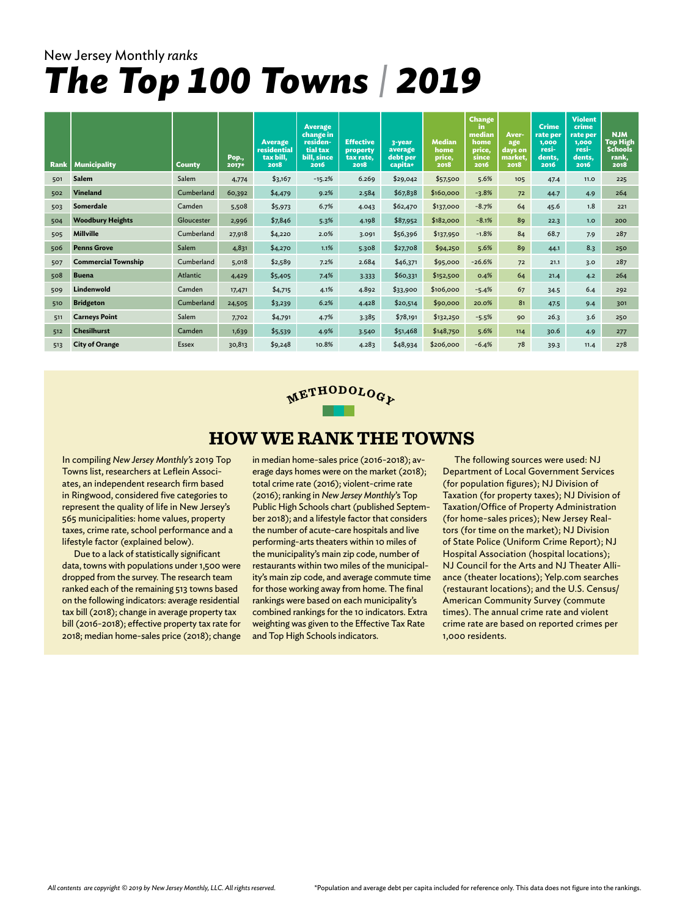New Jersey Monthly *ranks*

# *The Top 100 Towns | 2019*

| Rank | Municipality | County | Pop., 2017* | Average residential tax bill, 2018 | Average change in residential tax bill, since 2016 | Effective property tax rate, 2018 | 3-year average debt per capita* | Median home price, 2018 | Change in median home price, since 2016 | Average days on market, 2018 | Crime rate per 1,000 residents, 2016 | Violent crime rate per 1,000 residents, 2016 | NJM Top High Schools rank, 2018 |
|---|---|---|---|---|---|---|---|---|---|---|---|---|---|
| 501 | **Salem** | Salem | 4,774 | $3,167 | -15.2% | 6.269 | $29,042 | $57,500 | 5.6% | 105 | 47.4 | 11.0 | 225 |
| 502 | **Vineland** | Cumberland | 60,392 | $4,479 | 9.2% | 2.584 | $67,838 | $160,000 | -3.8% | 72 | 44.7 | 4.9 | 264 |
| 503 | **Somerdale** | Camden | 5,508 | $5,973 | 6.7% | 4.043 | $62,470 | $137,000 | -8.7% | 64 | 45.6 | 1.8 | 221 |
| 504 | **Woodbury Heights** | Gloucester | 2,996 | $7,846 | 5.3% | 4.198 | $87,952 | $182,000 | -8.1% | 89 | 22.3 | 1.0 | 200 |
| 505 | **Millville** | Cumberland | 27,918 | $4,220 | 2.0% | 3.091 | $56,396 | $137,950 | -1.8% | 84 | 68.7 | 7.9 | 287 |
| 506 | **Penns Grove** | Salem | 4,831 | $4,270 | 1.1% | 5.308 | $27,708 | $94,250 | 5.6% | 89 | 44.1 | 8.3 | 250 |
| 507 | **Commercial Township** | Cumberland | 5,018 | $2,589 | 7.2% | 2.684 | $46,371 | $95,000 | -26.6% | 72 | 21.1 | 3.0 | 287 |
| 508 | **Buena** | Atlantic | 4,429 | $5,405 | 7.4% | 3.333 | $60,331 | $152,500 | 0.4% | 64 | 21.4 | 4.2 | 264 |
| 509 | **Lindenwold** | Camden | 17,471 | $4,715 | 4.1% | 4.892 | $33,900 | $106,000 | -5.4% | 67 | 34.5 | 6.4 | 292 |
| 510 | **Bridgeton** | Cumberland | 24,505 | $3,239 | 6.2% | 4.428 | $20,514 | $90,000 | 20.0% | 81 | 47.5 | 9.4 | 301 |
| 511 | **Carneys Point** | Salem | 7,702 | $4,791 | 4.7% | 3.385 | $78,191 | $132,250 | -5.5% | 90 | 26.3 | 3.6 | 250 |
| 512 | **Chesilhurst** | Camden | 1,639 | $5,539 | 4.9% | 3.540 | $51,468 | $148,750 | 5.6% | 114 | 30.6 | 4.9 | 277 |
| 513 | **City of Orange** | Essex | 30,813 | $9,248 | 10.8% | 4.283 | $48,934 | $206,000 | -6.4% | 78 | 39.3 | 11.4 | 278 |

METHODOLOGY

## HOW WE RANK THE TOWNS

In compiling *New Jersey Monthly's* 2019 Top Towns list, researchers at Leflein Associates, an independent research firm based in Ringwood, considered five categories to represent the quality of life in New Jersey's 565 municipalities: home values, property taxes, crime rate, school performance and a lifestyle factor (explained below).

Due to a lack of statistically significant data, towns with populations under 1,500 were dropped from the survey. The research team ranked each of the remaining 513 towns based on the following indicators: average residential tax bill (2018); change in average property tax bill (2016-2018); effective property tax rate for 2018; median home-sales price (2018); change in median home-sales price (2016-2018); average days homes were on the market (2018); total crime rate (2016); violent-crime rate (2016); ranking in *New Jersey Monthly's* Top Public High Schools chart (published September 2018); and a lifestyle factor that considers the number of acute-care hospitals and live performing-arts theaters within 10 miles of the municipality's main zip code, number of restaurants within two miles of the municipality's main zip code, and average commute time for those working away from home. The final rankings were based on each municipality's combined rankings for the 10 indicators. Extra weighting was given to the Effective Tax Rate and Top High Schools indicators.

The following sources were used: NJ Department of Local Government Services (for population figures); NJ Division of Taxation (for property taxes); NJ Division of Taxation/Office of Property Administration (for home-sales prices); New Jersey Realtors (for time on the market); NJ Division of State Police (Uniform Crime Report); NJ Hospital Association (hospital locations); NJ Council for the Arts and NJ Theater Alliance (theater locations); Yelp.com searches (restaurant locations); and the U.S. Census/American Community Survey (commute times). The annual crime rate and violent crime rate are based on reported crimes per 1,000 residents.

*All contents are copyright © 2019 by New Jersey Monthly, LLC. All rights reserved.*

*Population and average debt per capita included for reference only. This data does not figure into the rankings.